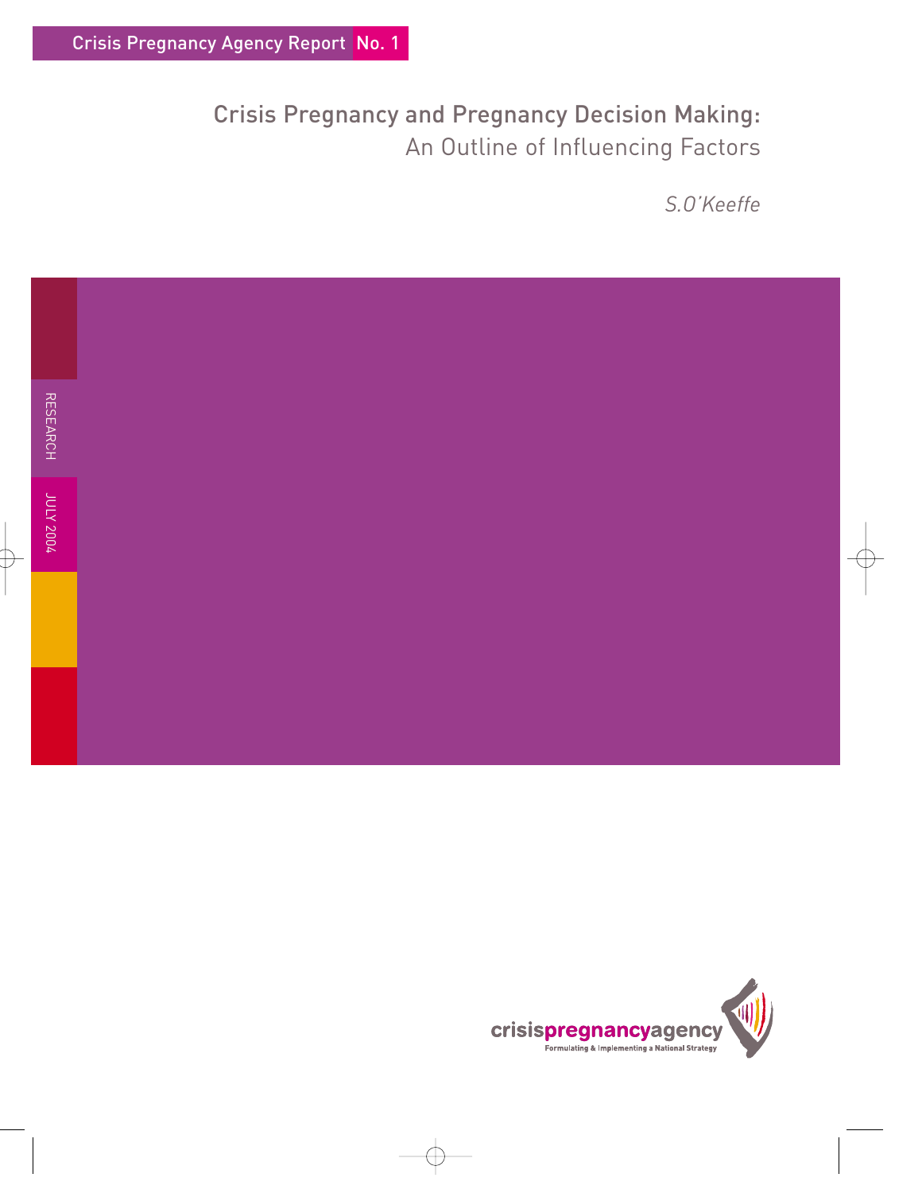Crisis Pregnancy Agency Report No. 1

# Crisis Pregnancy and Pregnancy Decision Making: An Outline of Influencing Factors

*S.O'Keeffe*

RESEARCH

JULY 2004

crisispregnancyagency
Formulating & Implementing a National Strategy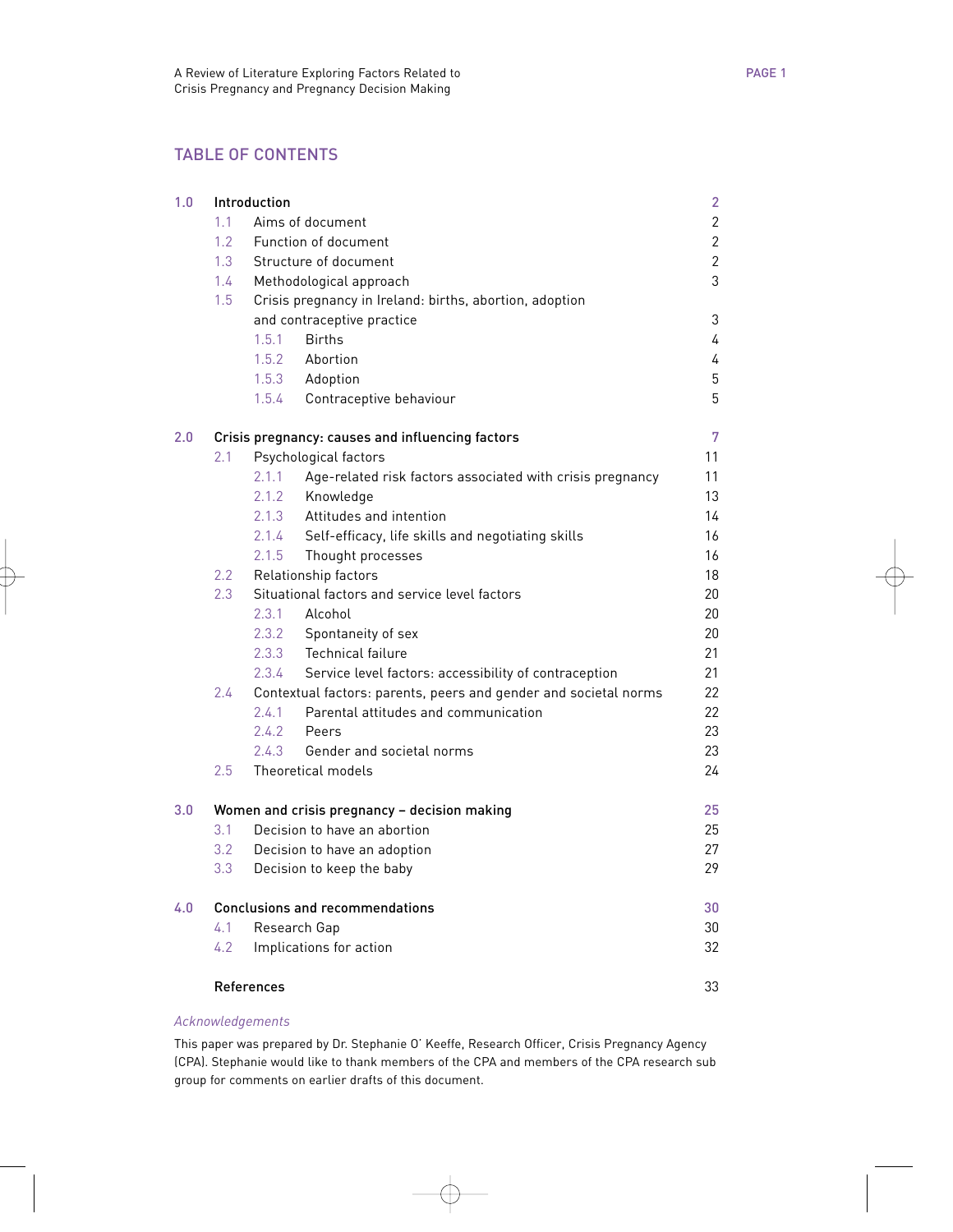## TABLE OF CONTENTS

| | | | | |
|---|---|---|---|---|
| 1.0 | Introduction | | | 2 |
| | 1.1 | Aims of document | | 2 |
| | 1.2 | Function of document | | 2 |
| | 1.3 | Structure of document | | 2 |
| | 1.4 | Methodological approach | | 3 |
| | 1.5 | Crisis pregnancy in Ireland: births, abortion, adoption and contraceptive practice | | 3 |
| | | 1.5.1 | Births | 4 |
| | | 1.5.2 | Abortion | 4 |
| | | 1.5.3 | Adoption | 5 |
| | | 1.5.4 | Contraceptive behaviour | 5 |
| 2.0 | Crisis pregnancy: causes and influencing factors | | | 7 |
| | 2.1 | Psychological factors | | 11 |
| | | 2.1.1 | Age-related risk factors associated with crisis pregnancy | 11 |
| | | 2.1.2 | Knowledge | 13 |
| | | 2.1.3 | Attitudes and intention | 14 |
| | | 2.1.4 | Self-efficacy, life skills and negotiating skills | 16 |
| | | 2.1.5 | Thought processes | 16 |
| | 2.2 | Relationship factors | | 18 |
| | 2.3 | Situational factors and service level factors | | 20 |
| | | 2.3.1 | Alcohol | 20 |
| | | 2.3.2 | Spontaneity of sex | 20 |
| | | 2.3.3 | Technical failure | 21 |
| | | 2.3.4 | Service level factors: accessibility of contraception | 21 |
| | 2.4 | Contextual factors: parents, peers and gender and societal norms | | 22 |
| | | 2.4.1 | Parental attitudes and communication | 22 |
| | | 2.4.2 | Peers | 23 |
| | | 2.4.3 | Gender and societal norms | 23 |
| | 2.5 | Theoretical models | | 24 |
| 3.0 | Women and crisis pregnancy – decision making | | | 25 |
| | 3.1 | Decision to have an abortion | | 25 |
| | 3.2 | Decision to have an adoption | | 27 |
| | 3.3 | Decision to keep the baby | | 29 |
| 4.0 | Conclusions and recommendations | | | 30 |
| | 4.1 | Research Gap | | 30 |
| | 4.2 | Implications for action | | 32 |
| | References | | | 33 |

*Acknowledgements*

This paper was prepared by Dr. Stephanie O' Keeffe, Research Officer, Crisis Pregnancy Agency (CPA). Stephanie would like to thank members of the CPA and members of the CPA research sub group for comments on earlier drafts of this document.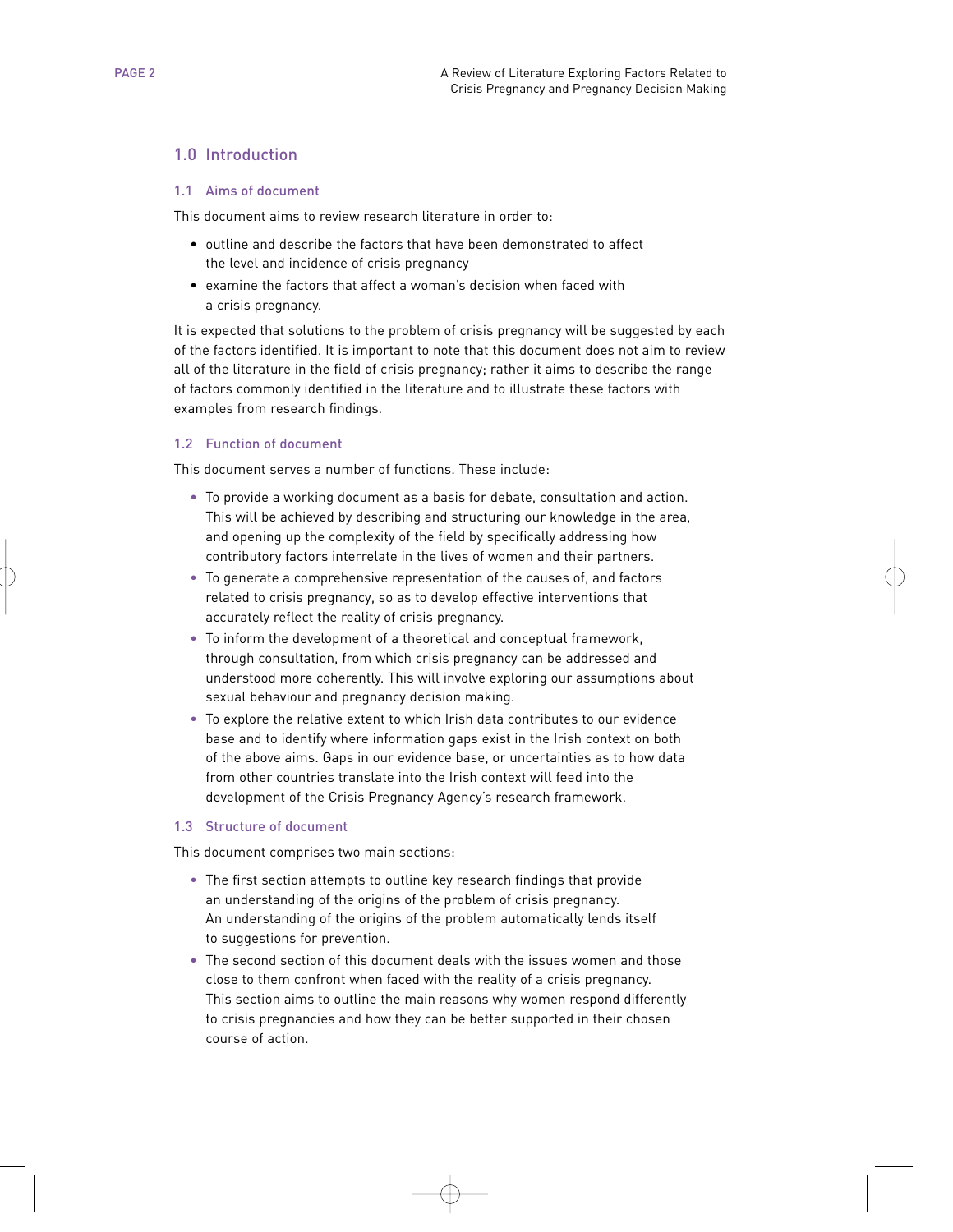## 1.0 Introduction

### 1.1 Aims of document

This document aims to review research literature in order to:

- outline and describe the factors that have been demonstrated to affect the level and incidence of crisis pregnancy
- examine the factors that affect a woman's decision when faced with a crisis pregnancy.

It is expected that solutions to the problem of crisis pregnancy will be suggested by each of the factors identified. It is important to note that this document does not aim to review all of the literature in the field of crisis pregnancy; rather it aims to describe the range of factors commonly identified in the literature and to illustrate these factors with examples from research findings.

### 1.2 Function of document

This document serves a number of functions. These include:

- To provide a working document as a basis for debate, consultation and action. This will be achieved by describing and structuring our knowledge in the area, and opening up the complexity of the field by specifically addressing how contributory factors interrelate in the lives of women and their partners.
- To generate a comprehensive representation of the causes of, and factors related to crisis pregnancy, so as to develop effective interventions that accurately reflect the reality of crisis pregnancy.
- To inform the development of a theoretical and conceptual framework, through consultation, from which crisis pregnancy can be addressed and understood more coherently. This will involve exploring our assumptions about sexual behaviour and pregnancy decision making.
- To explore the relative extent to which Irish data contributes to our evidence base and to identify where information gaps exist in the Irish context on both of the above aims. Gaps in our evidence base, or uncertainties as to how data from other countries translate into the Irish context will feed into the development of the Crisis Pregnancy Agency's research framework.

### 1.3 Structure of document

This document comprises two main sections:

- The first section attempts to outline key research findings that provide an understanding of the origins of the problem of crisis pregnancy. An understanding of the origins of the problem automatically lends itself to suggestions for prevention.
- The second section of this document deals with the issues women and those close to them confront when faced with the reality of a crisis pregnancy. This section aims to outline the main reasons why women respond differently to crisis pregnancies and how they can be better supported in their chosen course of action.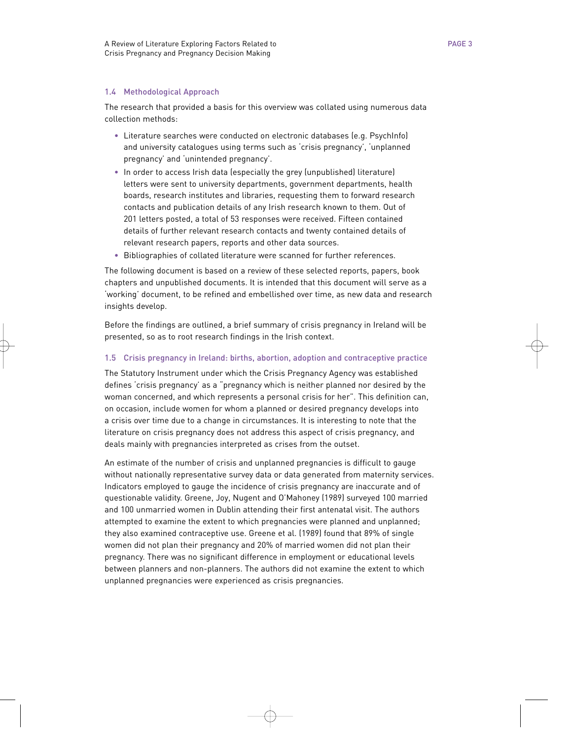### 1.4 Methodological Approach

The research that provided a basis for this overview was collated using numerous data collection methods:

- Literature searches were conducted on electronic databases (e.g. PsychInfo) and university catalogues using terms such as 'crisis pregnancy', 'unplanned pregnancy' and 'unintended pregnancy'.
- In order to access Irish data (especially the grey (unpublished) literature) letters were sent to university departments, government departments, health boards, research institutes and libraries, requesting them to forward research contacts and publication details of any Irish research known to them. Out of 201 letters posted, a total of 53 responses were received. Fifteen contained details of further relevant research contacts and twenty contained details of relevant research papers, reports and other data sources.
- Bibliographies of collated literature were scanned for further references.

The following document is based on a review of these selected reports, papers, book chapters and unpublished documents. It is intended that this document will serve as a 'working' document, to be refined and embellished over time, as new data and research insights develop.

Before the findings are outlined, a brief summary of crisis pregnancy in Ireland will be presented, so as to root research findings in the Irish context.

### 1.5 Crisis pregnancy in Ireland: births, abortion, adoption and contraceptive practice

The Statutory Instrument under which the Crisis Pregnancy Agency was established defines 'crisis pregnancy' as a "pregnancy which is neither planned nor desired by the woman concerned, and which represents a personal crisis for her". This definition can, on occasion, include women for whom a planned or desired pregnancy develops into a crisis over time due to a change in circumstances. It is interesting to note that the literature on crisis pregnancy does not address this aspect of crisis pregnancy, and deals mainly with pregnancies interpreted as crises from the outset.

An estimate of the number of crisis and unplanned pregnancies is difficult to gauge without nationally representative survey data or data generated from maternity services. Indicators employed to gauge the incidence of crisis pregnancy are inaccurate and of questionable validity. Greene, Joy, Nugent and O'Mahoney (1989) surveyed 100 married and 100 unmarried women in Dublin attending their first antenatal visit. The authors attempted to examine the extent to which pregnancies were planned and unplanned; they also examined contraceptive use. Greene et al. (1989) found that 89% of single women did not plan their pregnancy and 20% of married women did not plan their pregnancy. There was no significant difference in employment or educational levels between planners and non-planners. The authors did not examine the extent to which unplanned pregnancies were experienced as crisis pregnancies.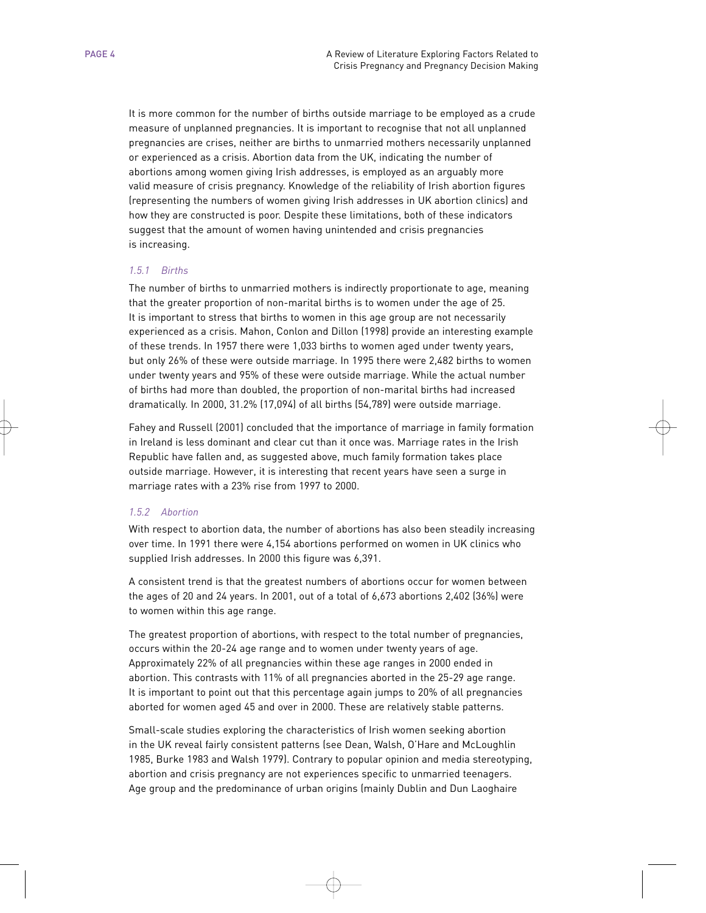It is more common for the number of births outside marriage to be employed as a crude measure of unplanned pregnancies. It is important to recognise that not all unplanned pregnancies are crises, neither are births to unmarried mothers necessarily unplanned or experienced as a crisis. Abortion data from the UK, indicating the number of abortions among women giving Irish addresses, is employed as an arguably more valid measure of crisis pregnancy. Knowledge of the reliability of Irish abortion figures (representing the numbers of women giving Irish addresses in UK abortion clinics) and how they are constructed is poor. Despite these limitations, both of these indicators suggest that the amount of women having unintended and crisis pregnancies is increasing.

### *1.5.1 Births*

The number of births to unmarried mothers is indirectly proportionate to age, meaning that the greater proportion of non-marital births is to women under the age of 25. It is important to stress that births to women in this age group are not necessarily experienced as a crisis. Mahon, Conlon and Dillon (1998) provide an interesting example of these trends. In 1957 there were 1,033 births to women aged under twenty years, but only 26% of these were outside marriage. In 1995 there were 2,482 births to women under twenty years and 95% of these were outside marriage. While the actual number of births had more than doubled, the proportion of non-marital births had increased dramatically. In 2000, 31.2% (17,094) of all births (54,789) were outside marriage.

Fahey and Russell (2001) concluded that the importance of marriage in family formation in Ireland is less dominant and clear cut than it once was. Marriage rates in the Irish Republic have fallen and, as suggested above, much family formation takes place outside marriage. However, it is interesting that recent years have seen a surge in marriage rates with a 23% rise from 1997 to 2000.

### *1.5.2 Abortion*

With respect to abortion data, the number of abortions has also been steadily increasing over time. In 1991 there were 4,154 abortions performed on women in UK clinics who supplied Irish addresses. In 2000 this figure was 6,391.

A consistent trend is that the greatest numbers of abortions occur for women between the ages of 20 and 24 years. In 2001, out of a total of 6,673 abortions 2,402 (36%) were to women within this age range.

The greatest proportion of abortions, with respect to the total number of pregnancies, occurs within the 20-24 age range and to women under twenty years of age. Approximately 22% of all pregnancies within these age ranges in 2000 ended in abortion. This contrasts with 11% of all pregnancies aborted in the 25-29 age range. It is important to point out that this percentage again jumps to 20% of all pregnancies aborted for women aged 45 and over in 2000. These are relatively stable patterns.

Small-scale studies exploring the characteristics of Irish women seeking abortion in the UK reveal fairly consistent patterns (see Dean, Walsh, O'Hare and McLoughlin 1985, Burke 1983 and Walsh 1979). Contrary to popular opinion and media stereotyping, abortion and crisis pregnancy are not experiences specific to unmarried teenagers. Age group and the predominance of urban origins (mainly Dublin and Dun Laoghaire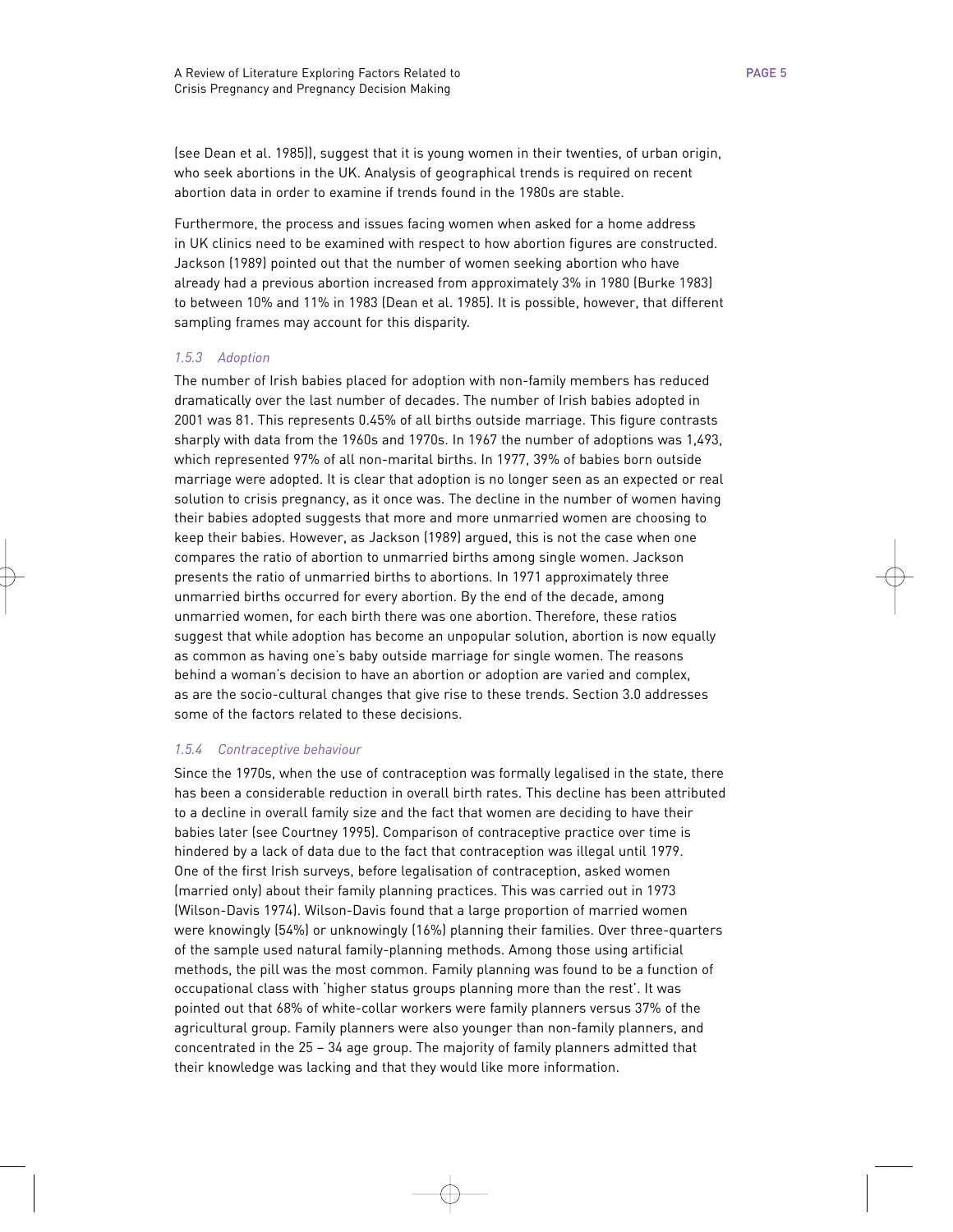(see Dean et al. 1985)), suggest that it is young women in their twenties, of urban origin, who seek abortions in the UK. Analysis of geographical trends is required on recent abortion data in order to examine if trends found in the 1980s are stable.

Furthermore, the process and issues facing women when asked for a home address in UK clinics need to be examined with respect to how abortion figures are constructed. Jackson (1989) pointed out that the number of women seeking abortion who have already had a previous abortion increased from approximately 3% in 1980 (Burke 1983) to between 10% and 11% in 1983 (Dean et al. 1985). It is possible, however, that different sampling frames may account for this disparity.

#### *1.5.3 Adoption*

The number of Irish babies placed for adoption with non-family members has reduced dramatically over the last number of decades. The number of Irish babies adopted in 2001 was 81. This represents 0.45% of all births outside marriage. This figure contrasts sharply with data from the 1960s and 1970s. In 1967 the number of adoptions was 1,493, which represented 97% of all non-marital births. In 1977, 39% of babies born outside marriage were adopted. It is clear that adoption is no longer seen as an expected or real solution to crisis pregnancy, as it once was. The decline in the number of women having their babies adopted suggests that more and more unmarried women are choosing to keep their babies. However, as Jackson (1989) argued, this is not the case when one compares the ratio of abortion to unmarried births among single women. Jackson presents the ratio of unmarried births to abortions. In 1971 approximately three unmarried births occurred for every abortion. By the end of the decade, among unmarried women, for each birth there was one abortion. Therefore, these ratios suggest that while adoption has become an unpopular solution, abortion is now equally as common as having one's baby outside marriage for single women. The reasons behind a woman's decision to have an abortion or adoption are varied and complex, as are the socio-cultural changes that give rise to these trends. Section 3.0 addresses some of the factors related to these decisions.

#### *1.5.4 Contraceptive behaviour*

Since the 1970s, when the use of contraception was formally legalised in the state, there has been a considerable reduction in overall birth rates. This decline has been attributed to a decline in overall family size and the fact that women are deciding to have their babies later (see Courtney 1995). Comparison of contraceptive practice over time is hindered by a lack of data due to the fact that contraception was illegal until 1979. One of the first Irish surveys, before legalisation of contraception, asked women (married only) about their family planning practices. This was carried out in 1973 (Wilson-Davis 1974). Wilson-Davis found that a large proportion of married women were knowingly (54%) or unknowingly (16%) planning their families. Over three-quarters of the sample used natural family-planning methods. Among those using artificial methods, the pill was the most common. Family planning was found to be a function of occupational class with 'higher status groups planning more than the rest'. It was pointed out that 68% of white-collar workers were family planners versus 37% of the agricultural group. Family planners were also younger than non-family planners, and concentrated in the 25 – 34 age group. The majority of family planners admitted that their knowledge was lacking and that they would like more information.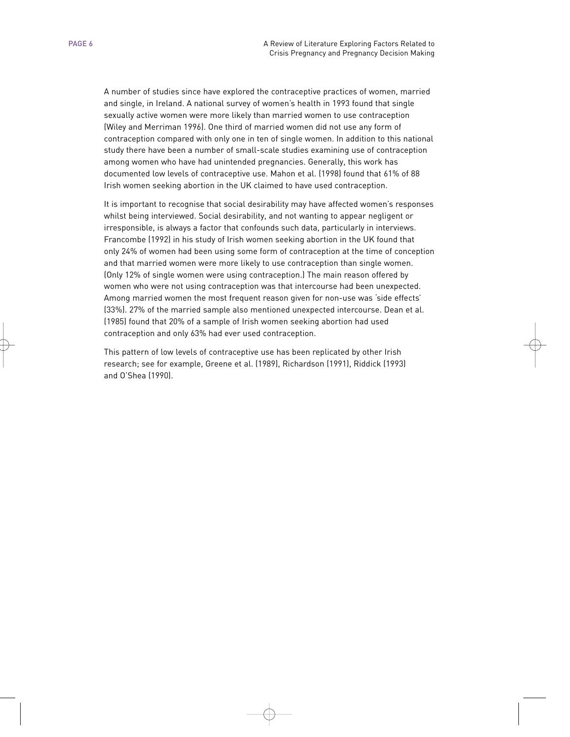A number of studies since have explored the contraceptive practices of women, married and single, in Ireland. A national survey of women's health in 1993 found that single sexually active women were more likely than married women to use contraception (Wiley and Merriman 1996). One third of married women did not use any form of contraception compared with only one in ten of single women. In addition to this national study there have been a number of small-scale studies examining use of contraception among women who have had unintended pregnancies. Generally, this work has documented low levels of contraceptive use. Mahon et al. (1998) found that 61% of 88 Irish women seeking abortion in the UK claimed to have used contraception.

It is important to recognise that social desirability may have affected women's responses whilst being interviewed. Social desirability, and not wanting to appear negligent or irresponsible, is always a factor that confounds such data, particularly in interviews. Francombe (1992) in his study of Irish women seeking abortion in the UK found that only 24% of women had been using some form of contraception at the time of conception and that married women were more likely to use contraception than single women. (Only 12% of single women were using contraception.) The main reason offered by women who were not using contraception was that intercourse had been unexpected. Among married women the most frequent reason given for non-use was 'side effects' (33%). 27% of the married sample also mentioned unexpected intercourse. Dean et al. (1985) found that 20% of a sample of Irish women seeking abortion had used contraception and only 63% had ever used contraception.

This pattern of low levels of contraceptive use has been replicated by other Irish research; see for example, Greene et al. (1989), Richardson (1991), Riddick (1993) and O'Shea (1990).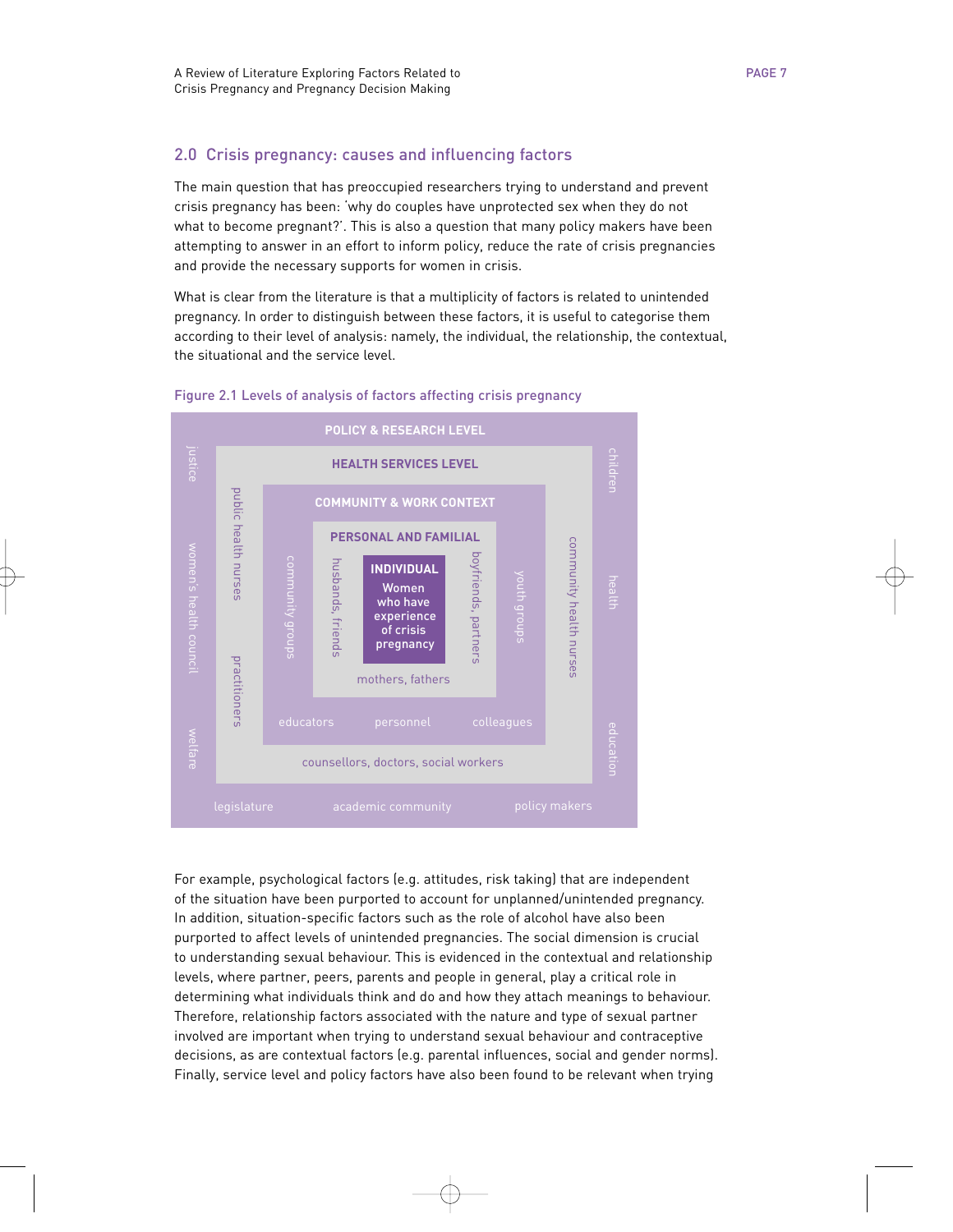## 2.0 Crisis pregnancy: causes and influencing factors

The main question that has preoccupied researchers trying to understand and prevent crisis pregnancy has been: 'why do couples have unprotected sex when they do not what to become pregnant?'. This is also a question that many policy makers have been attempting to answer in an effort to inform policy, reduce the rate of crisis pregnancies and provide the necessary supports for women in crisis.

What is clear from the literature is that a multiplicity of factors is related to unintended pregnancy. In order to distinguish between these factors, it is useful to categorise them according to their level of analysis: namely, the individual, the relationship, the contextual, the situational and the service level.

Figure 2.1 Levels of analysis of factors affecting crisis pregnancy

**POLICY & RESEARCH LEVEL**: justice, women's health council, welfare, children, health, education, legislature, academic community, policy makers

**HEALTH SERVICES LEVEL**: public health nurses, practitioners, community health nurses, counsellors, doctors, social workers

**COMMUNITY & WORK CONTEXT**: community groups, youth groups, educators, personnel, colleagues

**PERSONAL AND FAMILIAL**: husbands, friends, boyfriends, partners, mothers, fathers

**INDIVIDUAL**: Women who have experience of crisis pregnancy

For example, psychological factors (e.g. attitudes, risk taking) that are independent of the situation have been purported to account for unplanned/unintended pregnancy. In addition, situation-specific factors such as the role of alcohol have also been purported to affect levels of unintended pregnancies. The social dimension is crucial to understanding sexual behaviour. This is evidenced in the contextual and relationship levels, where partner, peers, parents and people in general, play a critical role in determining what individuals think and do and how they attach meanings to behaviour. Therefore, relationship factors associated with the nature and type of sexual partner involved are important when trying to understand sexual behaviour and contraceptive decisions, as are contextual factors (e.g. parental influences, social and gender norms). Finally, service level and policy factors have also been found to be relevant when trying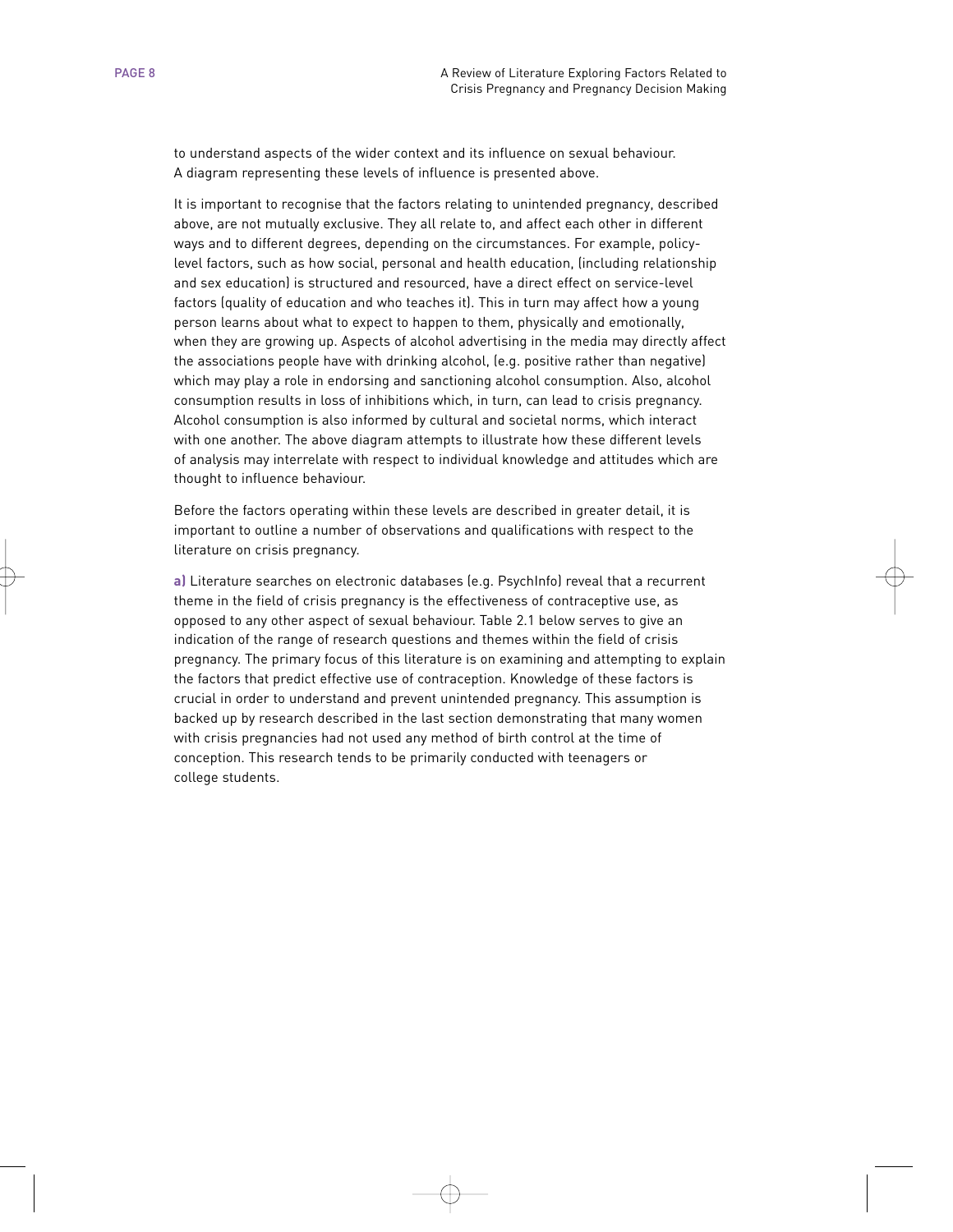to understand aspects of the wider context and its influence on sexual behaviour. A diagram representing these levels of influence is presented above.

It is important to recognise that the factors relating to unintended pregnancy, described above, are not mutually exclusive. They all relate to, and affect each other in different ways and to different degrees, depending on the circumstances. For example, policy-level factors, such as how social, personal and health education, (including relationship and sex education) is structured and resourced, have a direct effect on service-level factors (quality of education and who teaches it). This in turn may affect how a young person learns about what to expect to happen to them, physically and emotionally, when they are growing up. Aspects of alcohol advertising in the media may directly affect the associations people have with drinking alcohol, (e.g. positive rather than negative) which may play a role in endorsing and sanctioning alcohol consumption. Also, alcohol consumption results in loss of inhibitions which, in turn, can lead to crisis pregnancy. Alcohol consumption is also informed by cultural and societal norms, which interact with one another. The above diagram attempts to illustrate how these different levels of analysis may interrelate with respect to individual knowledge and attitudes which are thought to influence behaviour.

Before the factors operating within these levels are described in greater detail, it is important to outline a number of observations and qualifications with respect to the literature on crisis pregnancy.

**a)** Literature searches on electronic databases (e.g. PsychInfo) reveal that a recurrent theme in the field of crisis pregnancy is the effectiveness of contraceptive use, as opposed to any other aspect of sexual behaviour. Table 2.1 below serves to give an indication of the range of research questions and themes within the field of crisis pregnancy. The primary focus of this literature is on examining and attempting to explain the factors that predict effective use of contraception. Knowledge of these factors is crucial in order to understand and prevent unintended pregnancy. This assumption is backed up by research described in the last section demonstrating that many women with crisis pregnancies had not used any method of birth control at the time of conception. This research tends to be primarily conducted with teenagers or college students.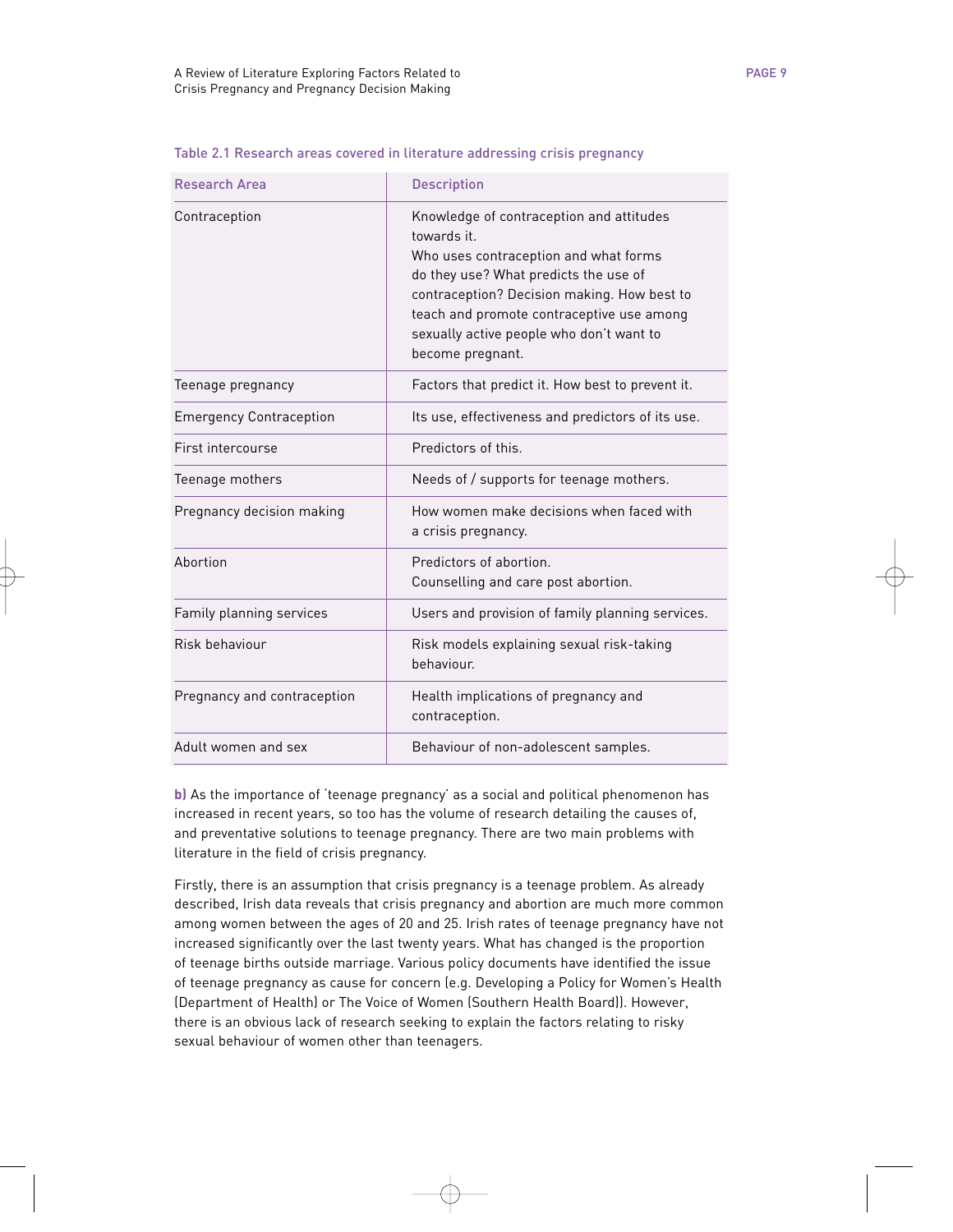Table 2.1 Research areas covered in literature addressing crisis pregnancy

| Research Area | Description |
|---|---|
| Contraception | Knowledge of contraception and attitudes towards it. Who uses contraception and what forms do they use? What predicts the use of contraception? Decision making. How best to teach and promote contraceptive use among sexually active people who don't want to become pregnant. |
| Teenage pregnancy | Factors that predict it. How best to prevent it. |
| Emergency Contraception | Its use, effectiveness and predictors of its use. |
| First intercourse | Predictors of this. |
| Teenage mothers | Needs of / supports for teenage mothers. |
| Pregnancy decision making | How women make decisions when faced with a crisis pregnancy. |
| Abortion | Predictors of abortion. Counselling and care post abortion. |
| Family planning services | Users and provision of family planning services. |
| Risk behaviour | Risk models explaining sexual risk-taking behaviour. |
| Pregnancy and contraception | Health implications of pregnancy and contraception. |
| Adult women and sex | Behaviour of non-adolescent samples. |

**b)** As the importance of 'teenage pregnancy' as a social and political phenomenon has increased in recent years, so too has the volume of research detailing the causes of, and preventative solutions to teenage pregnancy. There are two main problems with literature in the field of crisis pregnancy.

Firstly, there is an assumption that crisis pregnancy is a teenage problem. As already described, Irish data reveals that crisis pregnancy and abortion are much more common among women between the ages of 20 and 25. Irish rates of teenage pregnancy have not increased significantly over the last twenty years. What has changed is the proportion of teenage births outside marriage. Various policy documents have identified the issue of teenage pregnancy as cause for concern (e.g. Developing a Policy for Women's Health (Department of Health) or The Voice of Women (Southern Health Board)). However, there is an obvious lack of research seeking to explain the factors relating to risky sexual behaviour of women other than teenagers.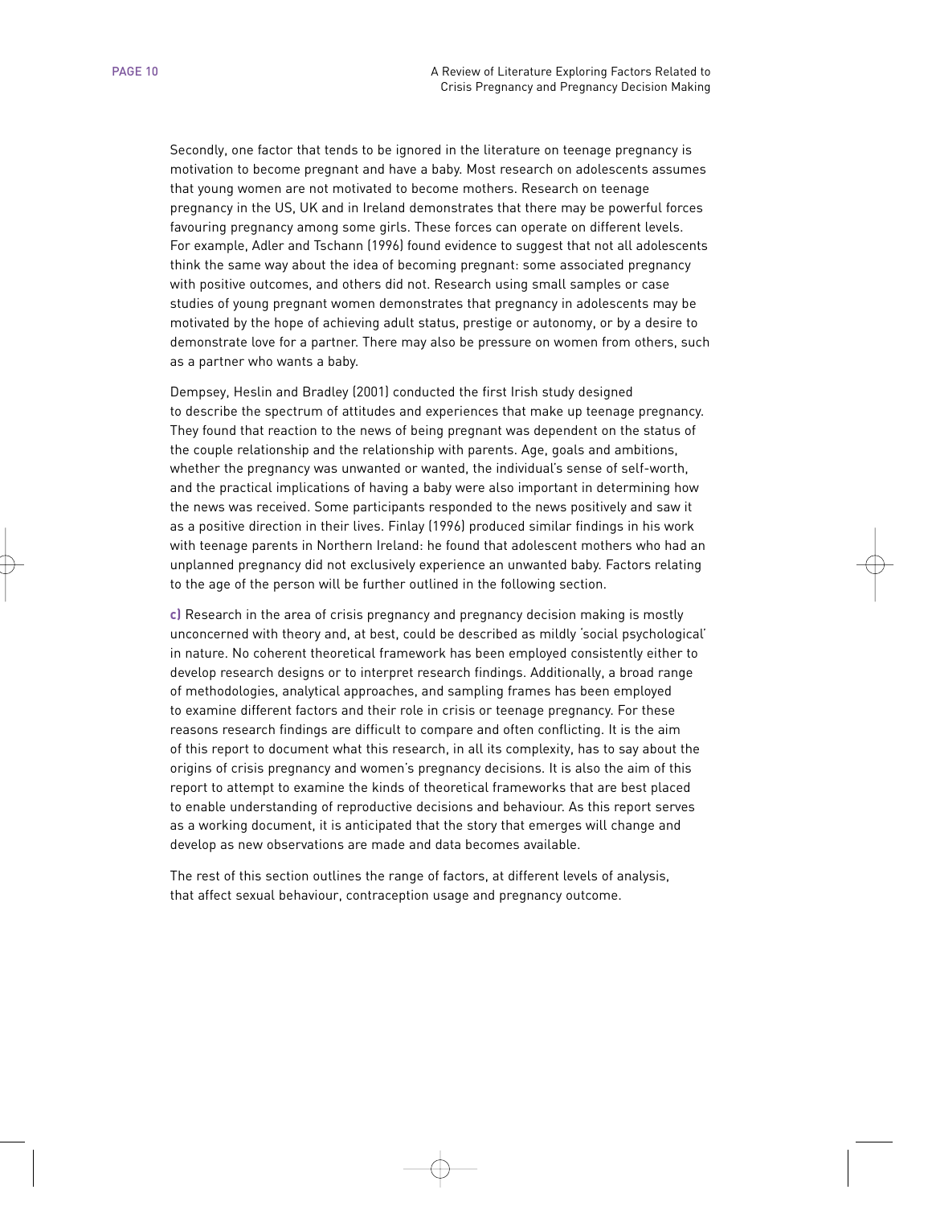Secondly, one factor that tends to be ignored in the literature on teenage pregnancy is motivation to become pregnant and have a baby. Most research on adolescents assumes that young women are not motivated to become mothers. Research on teenage pregnancy in the US, UK and in Ireland demonstrates that there may be powerful forces favouring pregnancy among some girls. These forces can operate on different levels. For example, Adler and Tschann (1996) found evidence to suggest that not all adolescents think the same way about the idea of becoming pregnant: some associated pregnancy with positive outcomes, and others did not. Research using small samples or case studies of young pregnant women demonstrates that pregnancy in adolescents may be motivated by the hope of achieving adult status, prestige or autonomy, or by a desire to demonstrate love for a partner. There may also be pressure on women from others, such as a partner who wants a baby.

Dempsey, Heslin and Bradley (2001) conducted the first Irish study designed to describe the spectrum of attitudes and experiences that make up teenage pregnancy. They found that reaction to the news of being pregnant was dependent on the status of the couple relationship and the relationship with parents. Age, goals and ambitions, whether the pregnancy was unwanted or wanted, the individual's sense of self-worth, and the practical implications of having a baby were also important in determining how the news was received. Some participants responded to the news positively and saw it as a positive direction in their lives. Finlay (1996) produced similar findings in his work with teenage parents in Northern Ireland: he found that adolescent mothers who had an unplanned pregnancy did not exclusively experience an unwanted baby. Factors relating to the age of the person will be further outlined in the following section.

**c)** Research in the area of crisis pregnancy and pregnancy decision making is mostly unconcerned with theory and, at best, could be described as mildly 'social psychological' in nature. No coherent theoretical framework has been employed consistently either to develop research designs or to interpret research findings. Additionally, a broad range of methodologies, analytical approaches, and sampling frames has been employed to examine different factors and their role in crisis or teenage pregnancy. For these reasons research findings are difficult to compare and often conflicting. It is the aim of this report to document what this research, in all its complexity, has to say about the origins of crisis pregnancy and women's pregnancy decisions. It is also the aim of this report to attempt to examine the kinds of theoretical frameworks that are best placed to enable understanding of reproductive decisions and behaviour. As this report serves as a working document, it is anticipated that the story that emerges will change and develop as new observations are made and data becomes available.

The rest of this section outlines the range of factors, at different levels of analysis, that affect sexual behaviour, contraception usage and pregnancy outcome.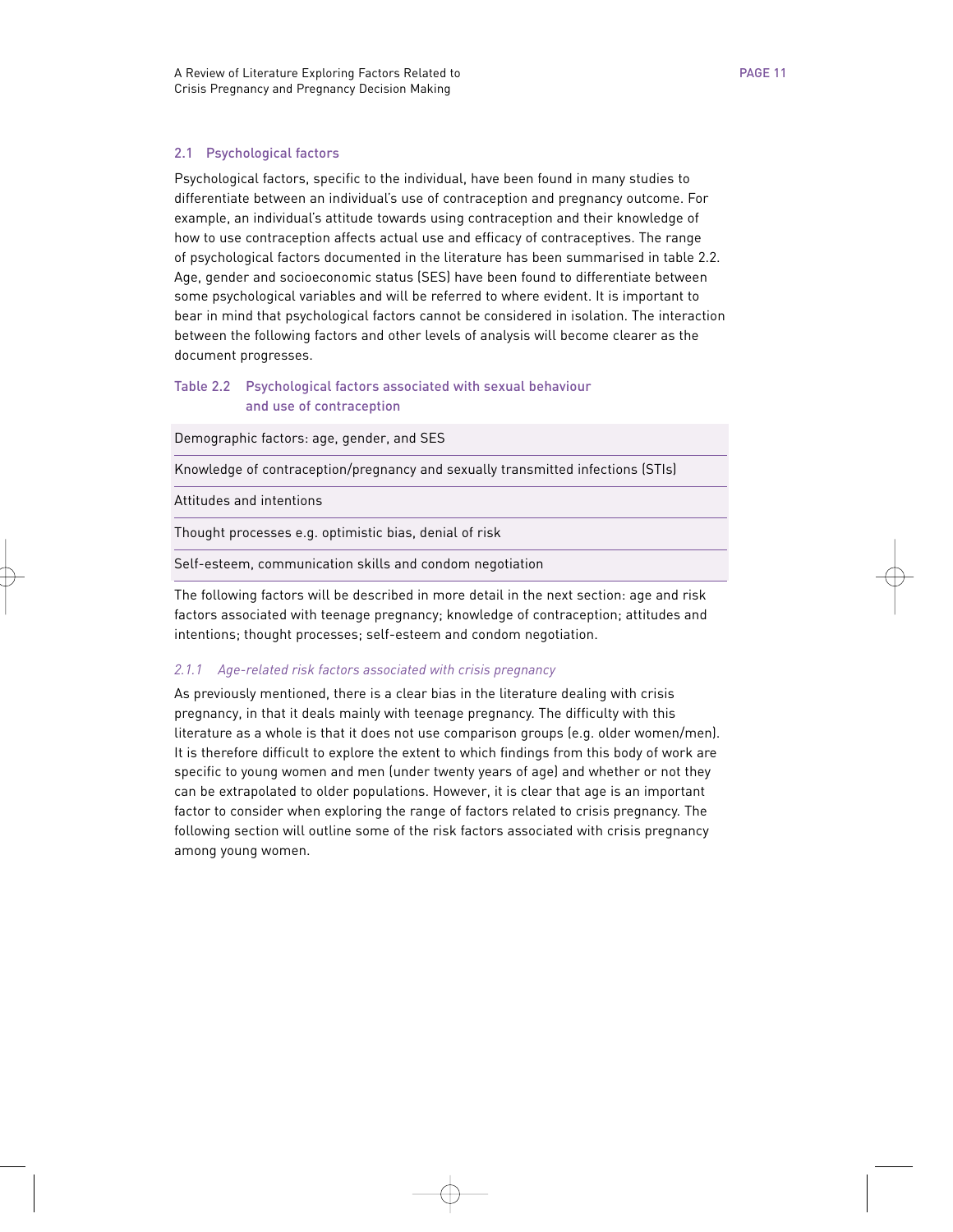## 2.1 Psychological factors

Psychological factors, specific to the individual, have been found in many studies to differentiate between an individual's use of contraception and pregnancy outcome. For example, an individual's attitude towards using contraception and their knowledge of how to use contraception affects actual use and efficacy of contraceptives. The range of psychological factors documented in the literature has been summarised in table 2.2. Age, gender and socioeconomic status (SES) have been found to differentiate between some psychological variables and will be referred to where evident. It is important to bear in mind that psychological factors cannot be considered in isolation. The interaction between the following factors and other levels of analysis will become clearer as the document progresses.

**Table 2.2 Psychological factors associated with sexual behaviour and use of contraception**

| |
|---|
| Demographic factors: age, gender, and SES |
| Knowledge of contraception/pregnancy and sexually transmitted infections (STIs) |
| Attitudes and intentions |
| Thought processes e.g. optimistic bias, denial of risk |
| Self-esteem, communication skills and condom negotiation |

The following factors will be described in more detail in the next section: age and risk factors associated with teenage pregnancy; knowledge of contraception; attitudes and intentions; thought processes; self-esteem and condom negotiation.

### *2.1.1 Age-related risk factors associated with crisis pregnancy*

As previously mentioned, there is a clear bias in the literature dealing with crisis pregnancy, in that it deals mainly with teenage pregnancy. The difficulty with this literature as a whole is that it does not use comparison groups (e.g. older women/men). It is therefore difficult to explore the extent to which findings from this body of work are specific to young women and men (under twenty years of age) and whether or not they can be extrapolated to older populations. However, it is clear that age is an important factor to consider when exploring the range of factors related to crisis pregnancy. The following section will outline some of the risk factors associated with crisis pregnancy among young women.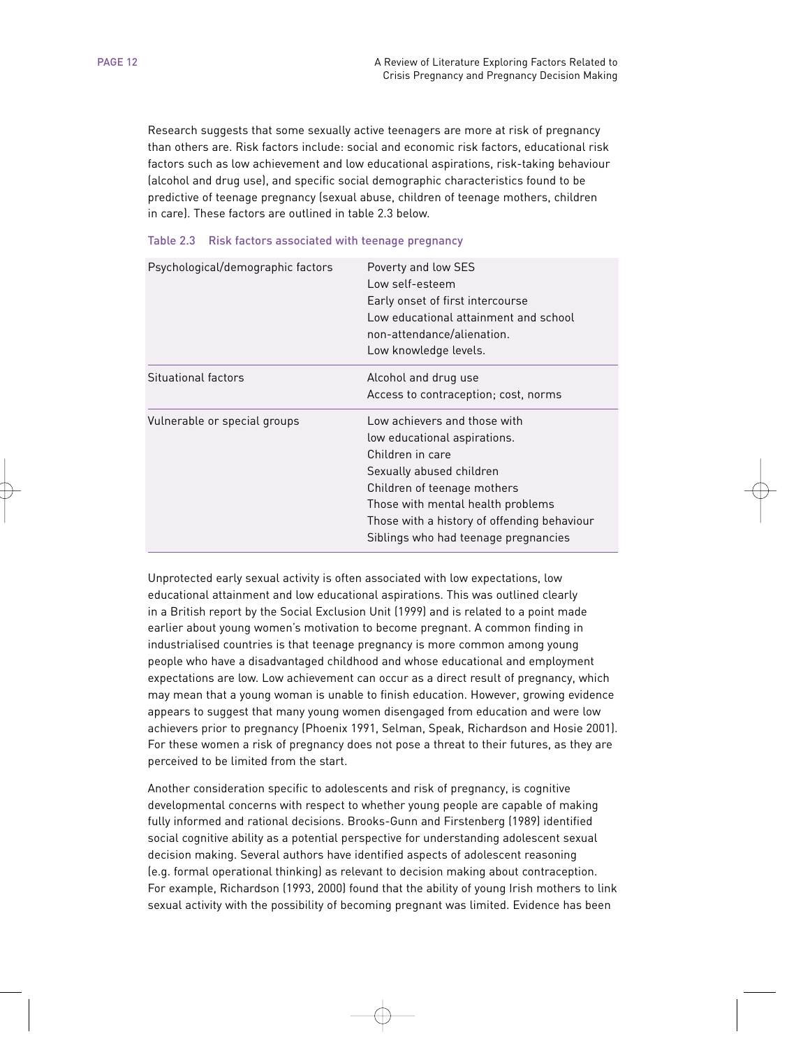Research suggests that some sexually active teenagers are more at risk of pregnancy than others are. Risk factors include: social and economic risk factors, educational risk factors such as low achievement and low educational aspirations, risk-taking behaviour (alcohol and drug use), and specific social demographic characteristics found to be predictive of teenage pregnancy (sexual abuse, children of teenage mothers, children in care). These factors are outlined in table 2.3 below.

**Table 2.3 Risk factors associated with teenage pregnancy**

| | |
|---|---|
| Psychological/demographic factors | Poverty and low SES<br>Low self-esteem<br>Early onset of first intercourse<br>Low educational attainment and school non-attendance/alienation.<br>Low knowledge levels. |
| Situational factors | Alcohol and drug use<br>Access to contraception; cost, norms |
| Vulnerable or special groups | Low achievers and those with low educational aspirations.<br>Children in care<br>Sexually abused children<br>Children of teenage mothers<br>Those with mental health problems<br>Those with a history of offending behaviour<br>Siblings who had teenage pregnancies |

Unprotected early sexual activity is often associated with low expectations, low educational attainment and low educational aspirations. This was outlined clearly in a British report by the Social Exclusion Unit (1999) and is related to a point made earlier about young women's motivation to become pregnant. A common finding in industrialised countries is that teenage pregnancy is more common among young people who have a disadvantaged childhood and whose educational and employment expectations are low. Low achievement can occur as a direct result of pregnancy, which may mean that a young woman is unable to finish education. However, growing evidence appears to suggest that many young women disengaged from education and were low achievers prior to pregnancy (Phoenix 1991, Selman, Speak, Richardson and Hosie 2001). For these women a risk of pregnancy does not pose a threat to their futures, as they are perceived to be limited from the start.

Another consideration specific to adolescents and risk of pregnancy, is cognitive developmental concerns with respect to whether young people are capable of making fully informed and rational decisions. Brooks-Gunn and Firstenberg (1989) identified social cognitive ability as a potential perspective for understanding adolescent sexual decision making. Several authors have identified aspects of adolescent reasoning (e.g. formal operational thinking) as relevant to decision making about contraception. For example, Richardson (1993, 2000) found that the ability of young Irish mothers to link sexual activity with the possibility of becoming pregnant was limited. Evidence has been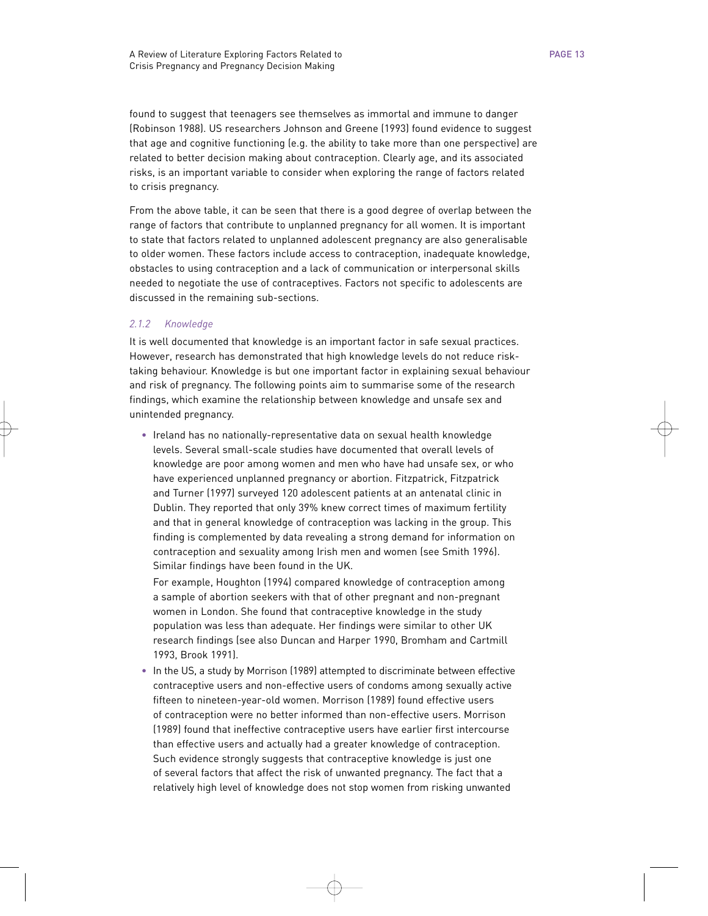found to suggest that teenagers see themselves as immortal and immune to danger (Robinson 1988). US researchers Johnson and Greene (1993) found evidence to suggest that age and cognitive functioning (e.g. the ability to take more than one perspective) are related to better decision making about contraception. Clearly age, and its associated risks, is an important variable to consider when exploring the range of factors related to crisis pregnancy.

From the above table, it can be seen that there is a good degree of overlap between the range of factors that contribute to unplanned pregnancy for all women. It is important to state that factors related to unplanned adolescent pregnancy are also generalisable to older women. These factors include access to contraception, inadequate knowledge, obstacles to using contraception and a lack of communication or interpersonal skills needed to negotiate the use of contraceptives. Factors not specific to adolescents are discussed in the remaining sub-sections.

### *2.1.2 Knowledge*

It is well documented that knowledge is an important factor in safe sexual practices. However, research has demonstrated that high knowledge levels do not reduce risk-taking behaviour. Knowledge is but one important factor in explaining sexual behaviour and risk of pregnancy. The following points aim to summarise some of the research findings, which examine the relationship between knowledge and unsafe sex and unintended pregnancy.

- Ireland has no nationally-representative data on sexual health knowledge levels. Several small-scale studies have documented that overall levels of knowledge are poor among women and men who have had unsafe sex, or who have experienced unplanned pregnancy or abortion. Fitzpatrick, Fitzpatrick and Turner (1997) surveyed 120 adolescent patients at an antenatal clinic in Dublin. They reported that only 39% knew correct times of maximum fertility and that in general knowledge of contraception was lacking in the group. This finding is complemented by data revealing a strong demand for information on contraception and sexuality among Irish men and women (see Smith 1996). Similar findings have been found in the UK.

  For example, Houghton (1994) compared knowledge of contraception among a sample of abortion seekers with that of other pregnant and non-pregnant women in London. She found that contraceptive knowledge in the study population was less than adequate. Her findings were similar to other UK research findings (see also Duncan and Harper 1990, Bromham and Cartmill 1993, Brook 1991).

- In the US, a study by Morrison (1989) attempted to discriminate between effective contraceptive users and non-effective users of condoms among sexually active fifteen to nineteen-year-old women. Morrison (1989) found effective users of contraception were no better informed than non-effective users. Morrison (1989) found that ineffective contraceptive users have earlier first intercourse than effective users and actually had a greater knowledge of contraception. Such evidence strongly suggests that contraceptive knowledge is just one of several factors that affect the risk of unwanted pregnancy. The fact that a relatively high level of knowledge does not stop women from risking unwanted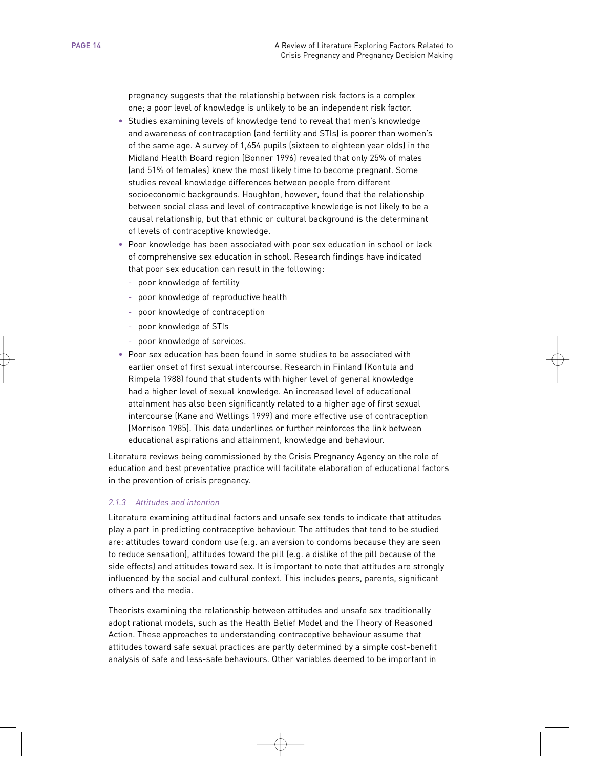pregnancy suggests that the relationship between risk factors is a complex one; a poor level of knowledge is unlikely to be an independent risk factor.

- Studies examining levels of knowledge tend to reveal that men's knowledge and awareness of contraception (and fertility and STIs) is poorer than women's of the same age. A survey of 1,654 pupils (sixteen to eighteen year olds) in the Midland Health Board region (Bonner 1996) revealed that only 25% of males (and 51% of females) knew the most likely time to become pregnant. Some studies reveal knowledge differences between people from different socioeconomic backgrounds. Houghton, however, found that the relationship between social class and level of contraceptive knowledge is not likely to be a causal relationship, but that ethnic or cultural background is the determinant of levels of contraceptive knowledge.
- Poor knowledge has been associated with poor sex education in school or lack of comprehensive sex education in school. Research findings have indicated that poor sex education can result in the following:
  - poor knowledge of fertility
  - poor knowledge of reproductive health
  - poor knowledge of contraception
  - poor knowledge of STIs
  - poor knowledge of services.
- Poor sex education has been found in some studies to be associated with earlier onset of first sexual intercourse. Research in Finland (Kontula and Rimpela 1988) found that students with higher level of general knowledge had a higher level of sexual knowledge. An increased level of educational attainment has also been significantly related to a higher age of first sexual intercourse (Kane and Wellings 1999) and more effective use of contraception (Morrison 1985). This data underlines or further reinforces the link between educational aspirations and attainment, knowledge and behaviour.

Literature reviews being commissioned by the Crisis Pregnancy Agency on the role of education and best preventative practice will facilitate elaboration of educational factors in the prevention of crisis pregnancy.

### *2.1.3 Attitudes and intention*

Literature examining attitudinal factors and unsafe sex tends to indicate that attitudes play a part in predicting contraceptive behaviour. The attitudes that tend to be studied are: attitudes toward condom use (e.g. an aversion to condoms because they are seen to reduce sensation), attitudes toward the pill (e.g. a dislike of the pill because of the side effects) and attitudes toward sex. It is important to note that attitudes are strongly influenced by the social and cultural context. This includes peers, parents, significant others and the media.

Theorists examining the relationship between attitudes and unsafe sex traditionally adopt rational models, such as the Health Belief Model and the Theory of Reasoned Action. These approaches to understanding contraceptive behaviour assume that attitudes toward safe sexual practices are partly determined by a simple cost-benefit analysis of safe and less-safe behaviours. Other variables deemed to be important in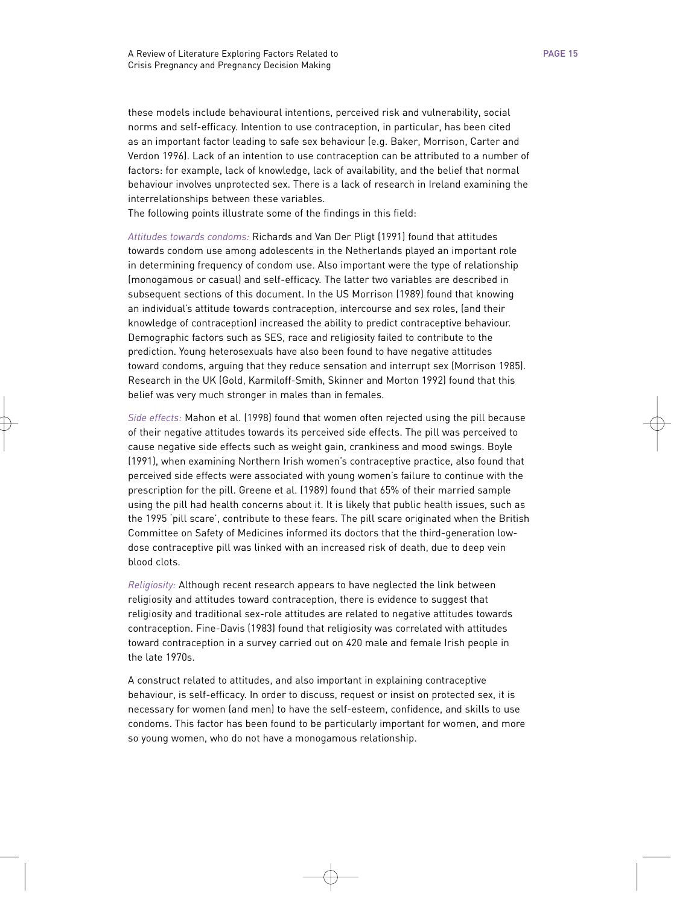these models include behavioural intentions, perceived risk and vulnerability, social norms and self-efficacy. Intention to use contraception, in particular, has been cited as an important factor leading to safe sex behaviour (e.g. Baker, Morrison, Carter and Verdon 1996). Lack of an intention to use contraception can be attributed to a number of factors: for example, lack of knowledge, lack of availability, and the belief that normal behaviour involves unprotected sex. There is a lack of research in Ireland examining the interrelationships between these variables.

The following points illustrate some of the findings in this field:

*Attitudes towards condoms:* Richards and Van Der Pligt (1991) found that attitudes towards condom use among adolescents in the Netherlands played an important role in determining frequency of condom use. Also important were the type of relationship (monogamous or casual) and self-efficacy. The latter two variables are described in subsequent sections of this document. In the US Morrison (1989) found that knowing an individual's attitude towards contraception, intercourse and sex roles, (and their knowledge of contraception) increased the ability to predict contraceptive behaviour. Demographic factors such as SES, race and religiosity failed to contribute to the prediction. Young heterosexuals have also been found to have negative attitudes toward condoms, arguing that they reduce sensation and interrupt sex (Morrison 1985). Research in the UK (Gold, Karmiloff-Smith, Skinner and Morton 1992) found that this belief was very much stronger in males than in females.

*Side effects:* Mahon et al. (1998) found that women often rejected using the pill because of their negative attitudes towards its perceived side effects. The pill was perceived to cause negative side effects such as weight gain, crankiness and mood swings. Boyle (1991), when examining Northern Irish women's contraceptive practice, also found that perceived side effects were associated with young women's failure to continue with the prescription for the pill. Greene et al. (1989) found that 65% of their married sample using the pill had health concerns about it. It is likely that public health issues, such as the 1995 'pill scare', contribute to these fears. The pill scare originated when the British Committee on Safety of Medicines informed its doctors that the third-generation low-dose contraceptive pill was linked with an increased risk of death, due to deep vein blood clots.

*Religiosity:* Although recent research appears to have neglected the link between religiosity and attitudes toward contraception, there is evidence to suggest that religiosity and traditional sex-role attitudes are related to negative attitudes towards contraception. Fine-Davis (1983) found that religiosity was correlated with attitudes toward contraception in a survey carried out on 420 male and female Irish people in the late 1970s.

A construct related to attitudes, and also important in explaining contraceptive behaviour, is self-efficacy. In order to discuss, request or insist on protected sex, it is necessary for women (and men) to have the self-esteem, confidence, and skills to use condoms. This factor has been found to be particularly important for women, and more so young women, who do not have a monogamous relationship.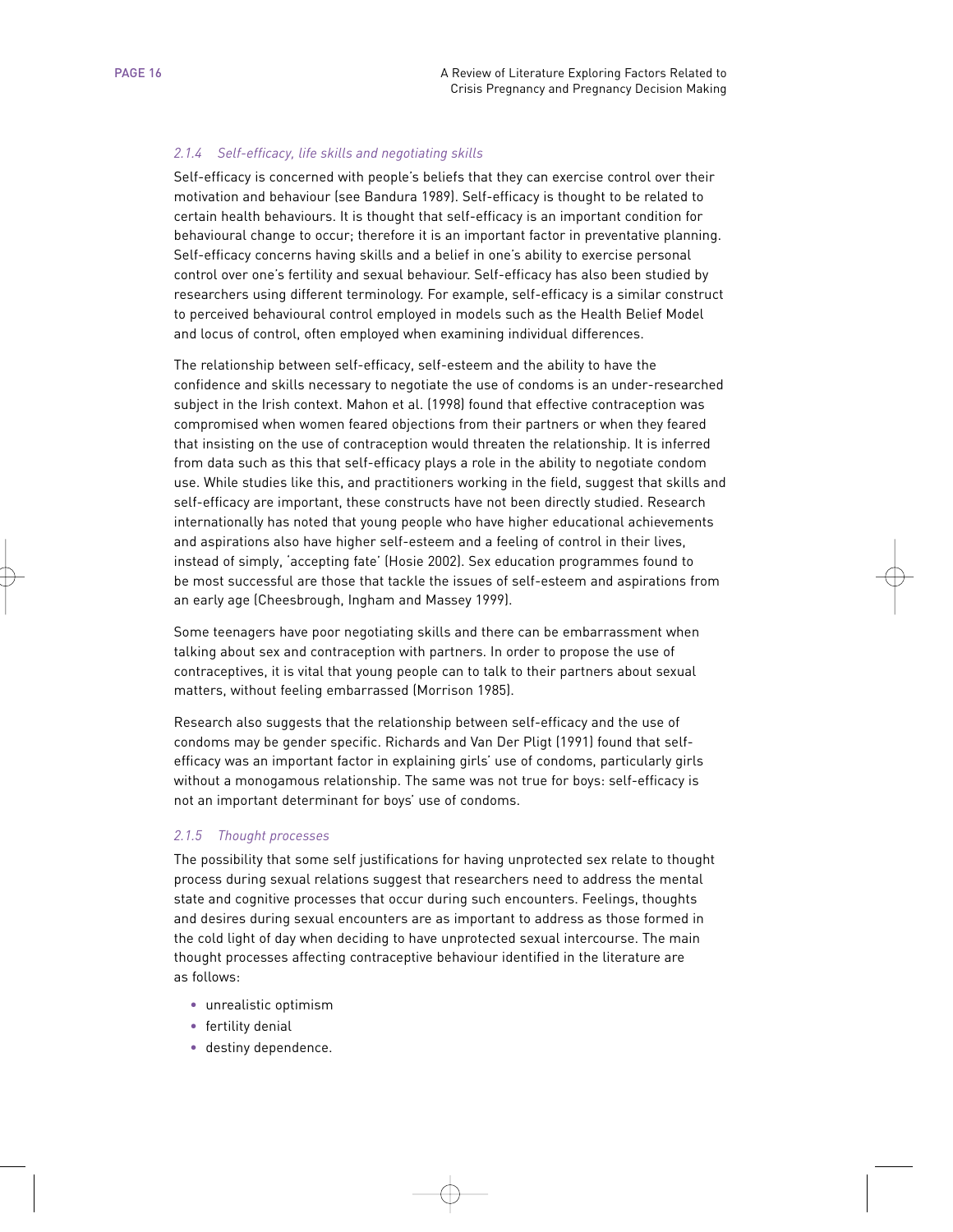### *2.1.4 Self-efficacy, life skills and negotiating skills*

Self-efficacy is concerned with people's beliefs that they can exercise control over their motivation and behaviour (see Bandura 1989). Self-efficacy is thought to be related to certain health behaviours. It is thought that self-efficacy is an important condition for behavioural change to occur; therefore it is an important factor in preventative planning. Self-efficacy concerns having skills and a belief in one's ability to exercise personal control over one's fertility and sexual behaviour. Self-efficacy has also been studied by researchers using different terminology. For example, self-efficacy is a similar construct to perceived behavioural control employed in models such as the Health Belief Model and locus of control, often employed when examining individual differences.

The relationship between self-efficacy, self-esteem and the ability to have the confidence and skills necessary to negotiate the use of condoms is an under-researched subject in the Irish context. Mahon et al. (1998) found that effective contraception was compromised when women feared objections from their partners or when they feared that insisting on the use of contraception would threaten the relationship. It is inferred from data such as this that self-efficacy plays a role in the ability to negotiate condom use. While studies like this, and practitioners working in the field, suggest that skills and self-efficacy are important, these constructs have not been directly studied. Research internationally has noted that young people who have higher educational achievements and aspirations also have higher self-esteem and a feeling of control in their lives, instead of simply, 'accepting fate' (Hosie 2002). Sex education programmes found to be most successful are those that tackle the issues of self-esteem and aspirations from an early age (Cheesbrough, Ingham and Massey 1999).

Some teenagers have poor negotiating skills and there can be embarrassment when talking about sex and contraception with partners. In order to propose the use of contraceptives, it is vital that young people can to talk to their partners about sexual matters, without feeling embarrassed (Morrison 1985).

Research also suggests that the relationship between self-efficacy and the use of condoms may be gender specific. Richards and Van Der Pligt (1991) found that self-efficacy was an important factor in explaining girls' use of condoms, particularly girls without a monogamous relationship. The same was not true for boys: self-efficacy is not an important determinant for boys' use of condoms.

### *2.1.5 Thought processes*

The possibility that some self justifications for having unprotected sex relate to thought process during sexual relations suggest that researchers need to address the mental state and cognitive processes that occur during such encounters. Feelings, thoughts and desires during sexual encounters are as important to address as those formed in the cold light of day when deciding to have unprotected sexual intercourse. The main thought processes affecting contraceptive behaviour identified in the literature are as follows:

- unrealistic optimism
- fertility denial
- destiny dependence.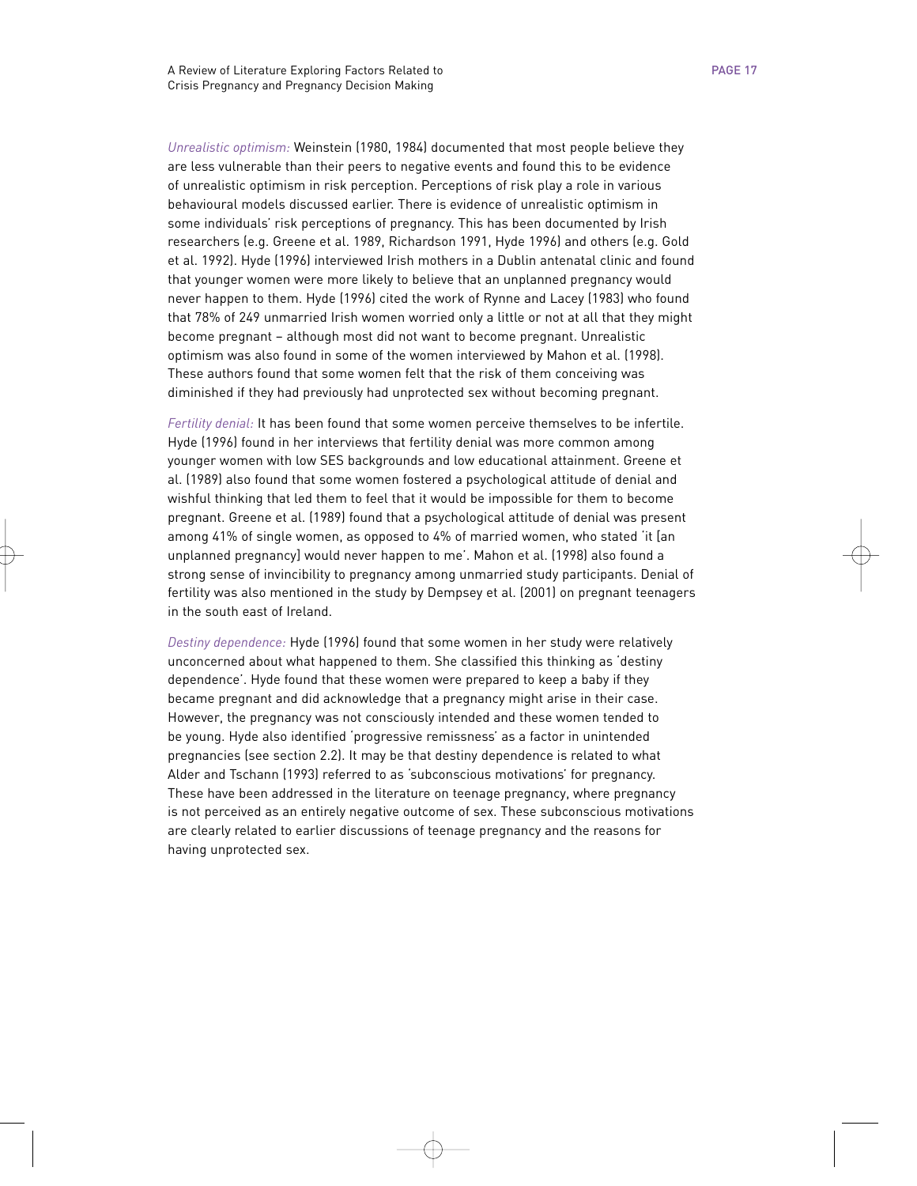*Unrealistic optimism:* Weinstein (1980, 1984) documented that most people believe they are less vulnerable than their peers to negative events and found this to be evidence of unrealistic optimism in risk perception. Perceptions of risk play a role in various behavioural models discussed earlier. There is evidence of unrealistic optimism in some individuals' risk perceptions of pregnancy. This has been documented by Irish researchers (e.g. Greene et al. 1989, Richardson 1991, Hyde 1996) and others (e.g. Gold et al. 1992). Hyde (1996) interviewed Irish mothers in a Dublin antenatal clinic and found that younger women were more likely to believe that an unplanned pregnancy would never happen to them. Hyde (1996) cited the work of Rynne and Lacey (1983) who found that 78% of 249 unmarried Irish women worried only a little or not at all that they might become pregnant – although most did not want to become pregnant. Unrealistic optimism was also found in some of the women interviewed by Mahon et al. (1998). These authors found that some women felt that the risk of them conceiving was diminished if they had previously had unprotected sex without becoming pregnant.

*Fertility denial:* It has been found that some women perceive themselves to be infertile. Hyde (1996) found in her interviews that fertility denial was more common among younger women with low SES backgrounds and low educational attainment. Greene et al. (1989) also found that some women fostered a psychological attitude of denial and wishful thinking that led them to feel that it would be impossible for them to become pregnant. Greene et al. (1989) found that a psychological attitude of denial was present among 41% of single women, as opposed to 4% of married women, who stated 'it [an unplanned pregnancy] would never happen to me'. Mahon et al. (1998) also found a strong sense of invincibility to pregnancy among unmarried study participants. Denial of fertility was also mentioned in the study by Dempsey et al. (2001) on pregnant teenagers in the south east of Ireland.

*Destiny dependence:* Hyde (1996) found that some women in her study were relatively unconcerned about what happened to them. She classified this thinking as 'destiny dependence'. Hyde found that these women were prepared to keep a baby if they became pregnant and did acknowledge that a pregnancy might arise in their case. However, the pregnancy was not consciously intended and these women tended to be young. Hyde also identified 'progressive remissness' as a factor in unintended pregnancies (see section 2.2). It may be that destiny dependence is related to what Alder and Tschann (1993) referred to as 'subconscious motivations' for pregnancy. These have been addressed in the literature on teenage pregnancy, where pregnancy is not perceived as an entirely negative outcome of sex. These subconscious motivations are clearly related to earlier discussions of teenage pregnancy and the reasons for having unprotected sex.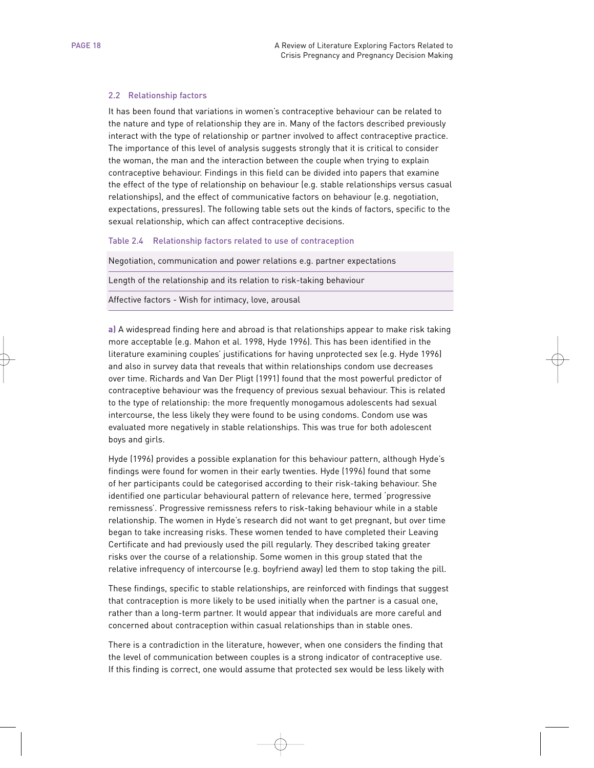### 2.2 Relationship factors

It has been found that variations in women's contraceptive behaviour can be related to the nature and type of relationship they are in. Many of the factors described previously interact with the type of relationship or partner involved to affect contraceptive practice. The importance of this level of analysis suggests strongly that it is critical to consider the woman, the man and the interaction between the couple when trying to explain contraceptive behaviour. Findings in this field can be divided into papers that examine the effect of the type of relationship on behaviour (e.g. stable relationships versus casual relationships), and the effect of communicative factors on behaviour (e.g. negotiation, expectations, pressures). The following table sets out the kinds of factors, specific to the sexual relationship, which can affect contraceptive decisions.

Table 2.4 Relationship factors related to use of contraception

| Relationship factors related to use of contraception |
|---|
| Negotiation, communication and power relations e.g. partner expectations |
| Length of the relationship and its relation to risk-taking behaviour |
| Affective factors - Wish for intimacy, love, arousal |

**a)** A widespread finding here and abroad is that relationships appear to make risk taking more acceptable (e.g. Mahon et al. 1998, Hyde 1996). This has been identified in the literature examining couples' justifications for having unprotected sex (e.g. Hyde 1996) and also in survey data that reveals that within relationships condom use decreases over time. Richards and Van Der Pligt (1991) found that the most powerful predictor of contraceptive behaviour was the frequency of previous sexual behaviour. This is related to the type of relationship: the more frequently monogamous adolescents had sexual intercourse, the less likely they were found to be using condoms. Condom use was evaluated more negatively in stable relationships. This was true for both adolescent boys and girls.

Hyde (1996) provides a possible explanation for this behaviour pattern, although Hyde's findings were found for women in their early twenties. Hyde (1996) found that some of her participants could be categorised according to their risk-taking behaviour. She identified one particular behavioural pattern of relevance here, termed 'progressive remissness'. Progressive remissness refers to risk-taking behaviour while in a stable relationship. The women in Hyde's research did not want to get pregnant, but over time began to take increasing risks. These women tended to have completed their Leaving Certificate and had previously used the pill regularly. They described taking greater risks over the course of a relationship. Some women in this group stated that the relative infrequency of intercourse (e.g. boyfriend away) led them to stop taking the pill.

These findings, specific to stable relationships, are reinforced with findings that suggest that contraception is more likely to be used initially when the partner is a casual one, rather than a long-term partner. It would appear that individuals are more careful and concerned about contraception within casual relationships than in stable ones.

There is a contradiction in the literature, however, when one considers the finding that the level of communication between couples is a strong indicator of contraceptive use. If this finding is correct, one would assume that protected sex would be less likely with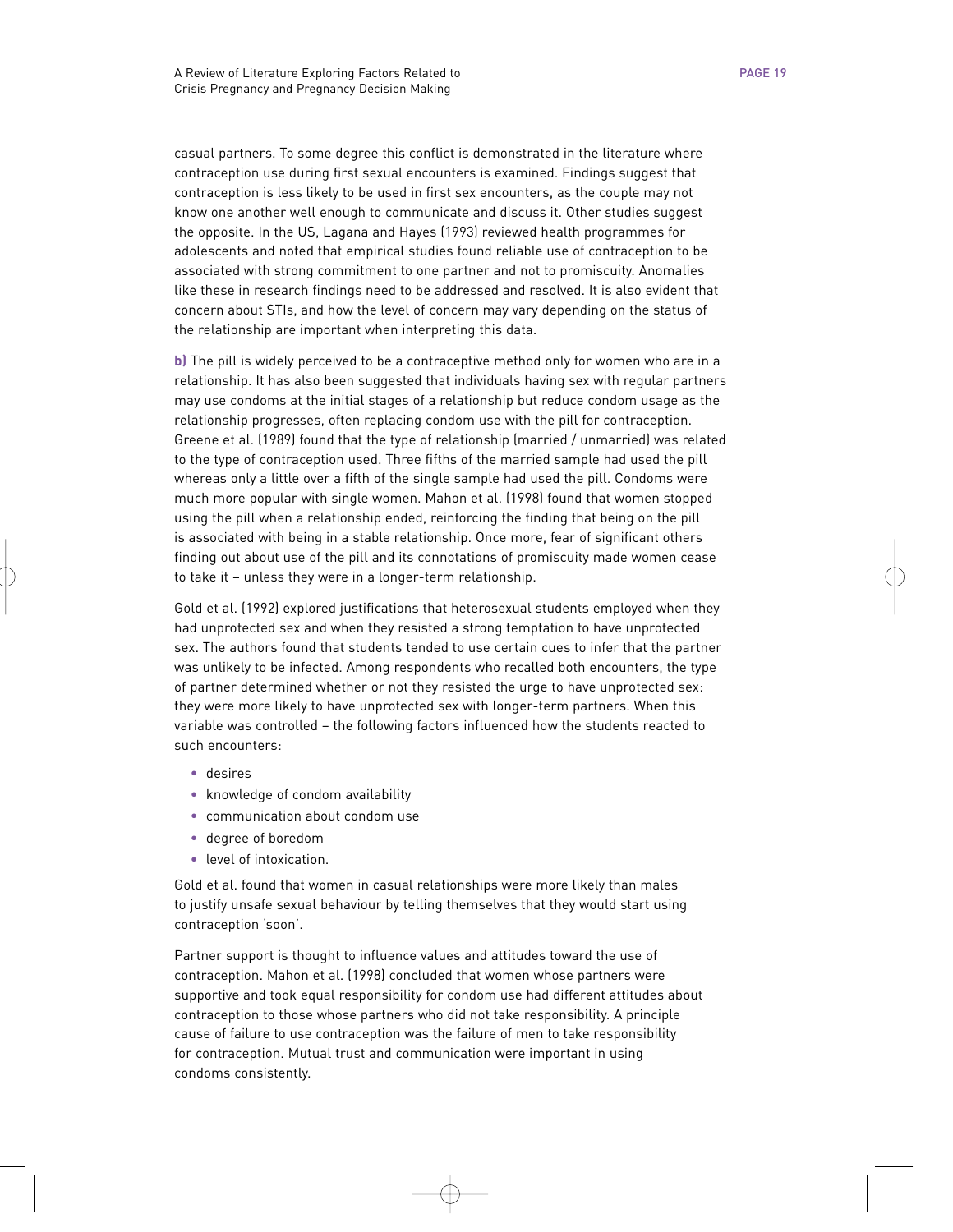casual partners. To some degree this conflict is demonstrated in the literature where contraception use during first sexual encounters is examined. Findings suggest that contraception is less likely to be used in first sex encounters, as the couple may not know one another well enough to communicate and discuss it. Other studies suggest the opposite. In the US, Lagana and Hayes (1993) reviewed health programmes for adolescents and noted that empirical studies found reliable use of contraception to be associated with strong commitment to one partner and not to promiscuity. Anomalies like these in research findings need to be addressed and resolved. It is also evident that concern about STIs, and how the level of concern may vary depending on the status of the relationship are important when interpreting this data.

**b)** The pill is widely perceived to be a contraceptive method only for women who are in a relationship. It has also been suggested that individuals having sex with regular partners may use condoms at the initial stages of a relationship but reduce condom usage as the relationship progresses, often replacing condom use with the pill for contraception. Greene et al. (1989) found that the type of relationship (married / unmarried) was related to the type of contraception used. Three fifths of the married sample had used the pill whereas only a little over a fifth of the single sample had used the pill. Condoms were much more popular with single women. Mahon et al. (1998) found that women stopped using the pill when a relationship ended, reinforcing the finding that being on the pill is associated with being in a stable relationship. Once more, fear of significant others finding out about use of the pill and its connotations of promiscuity made women cease to take it – unless they were in a longer-term relationship.

Gold et al. (1992) explored justifications that heterosexual students employed when they had unprotected sex and when they resisted a strong temptation to have unprotected sex. The authors found that students tended to use certain cues to infer that the partner was unlikely to be infected. Among respondents who recalled both encounters, the type of partner determined whether or not they resisted the urge to have unprotected sex: they were more likely to have unprotected sex with longer-term partners. When this variable was controlled – the following factors influenced how the students reacted to such encounters:

- desires
- knowledge of condom availability
- communication about condom use
- degree of boredom
- level of intoxication.

Gold et al. found that women in casual relationships were more likely than males to justify unsafe sexual behaviour by telling themselves that they would start using contraception 'soon'.

Partner support is thought to influence values and attitudes toward the use of contraception. Mahon et al. (1998) concluded that women whose partners were supportive and took equal responsibility for condom use had different attitudes about contraception to those whose partners who did not take responsibility. A principle cause of failure to use contraception was the failure of men to take responsibility for contraception. Mutual trust and communication were important in using condoms consistently.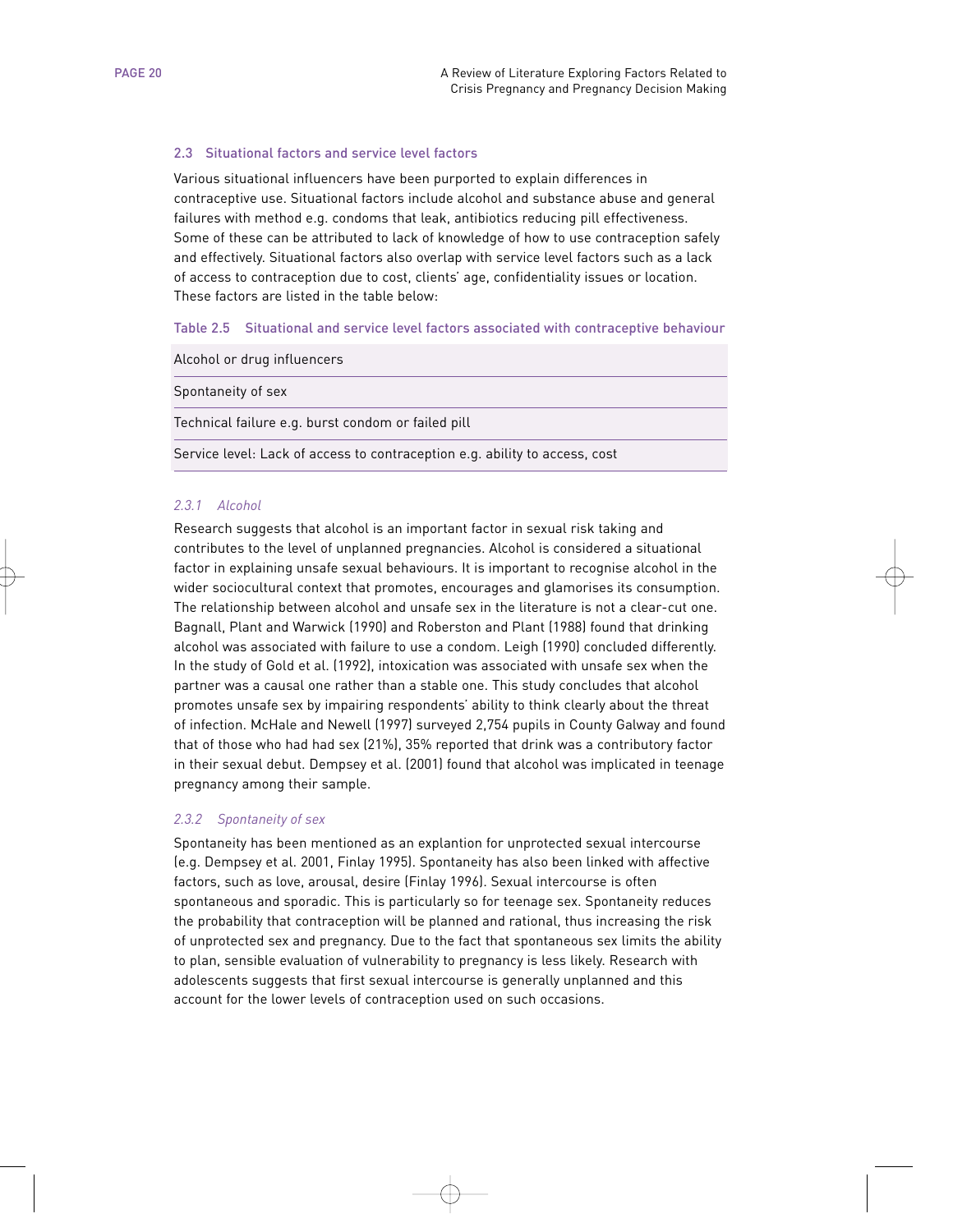### 2.3 Situational factors and service level factors

Various situational influencers have been purported to explain differences in contraceptive use. Situational factors include alcohol and substance abuse and general failures with method e.g. condoms that leak, antibiotics reducing pill effectiveness. Some of these can be attributed to lack of knowledge of how to use contraception safely and effectively. Situational factors also overlap with service level factors such as a lack of access to contraception due to cost, clients' age, confidentiality issues or location. These factors are listed in the table below:

**Table 2.5 Situational and service level factors associated with contraceptive behaviour**

| |
|---|
| Alcohol or drug influencers |
| Spontaneity of sex |
| Technical failure e.g. burst condom or failed pill |
| Service level: Lack of access to contraception e.g. ability to access, cost |

#### *2.3.1 Alcohol*

Research suggests that alcohol is an important factor in sexual risk taking and contributes to the level of unplanned pregnancies. Alcohol is considered a situational factor in explaining unsafe sexual behaviours. It is important to recognise alcohol in the wider sociocultural context that promotes, encourages and glamorises its consumption. The relationship between alcohol and unsafe sex in the literature is not a clear-cut one. Bagnall, Plant and Warwick (1990) and Roberston and Plant (1988) found that drinking alcohol was associated with failure to use a condom. Leigh (1990) concluded differently. In the study of Gold et al. (1992), intoxication was associated with unsafe sex when the partner was a causal one rather than a stable one. This study concludes that alcohol promotes unsafe sex by impairing respondents' ability to think clearly about the threat of infection. McHale and Newell (1997) surveyed 2,754 pupils in County Galway and found that of those who had had sex (21%), 35% reported that drink was a contributory factor in their sexual debut. Dempsey et al. (2001) found that alcohol was implicated in teenage pregnancy among their sample.

#### *2.3.2 Spontaneity of sex*

Spontaneity has been mentioned as an explantion for unprotected sexual intercourse (e.g. Dempsey et al. 2001, Finlay 1995). Spontaneity has also been linked with affective factors, such as love, arousal, desire (Finlay 1996). Sexual intercourse is often spontaneous and sporadic. This is particularly so for teenage sex. Spontaneity reduces the probability that contraception will be planned and rational, thus increasing the risk of unprotected sex and pregnancy. Due to the fact that spontaneous sex limits the ability to plan, sensible evaluation of vulnerability to pregnancy is less likely. Research with adolescents suggests that first sexual intercourse is generally unplanned and this account for the lower levels of contraception used on such occasions.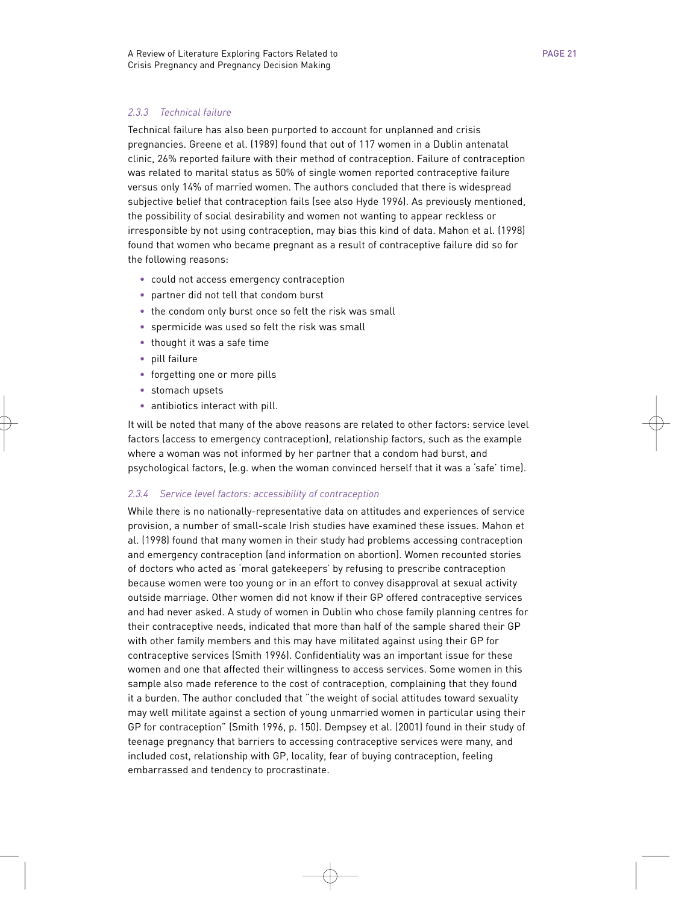### *2.3.3 Technical failure*

Technical failure has also been purported to account for unplanned and crisis pregnancies. Greene et al. (1989) found that out of 117 women in a Dublin antenatal clinic, 26% reported failure with their method of contraception. Failure of contraception was related to marital status as 50% of single women reported contraceptive failure versus only 14% of married women. The authors concluded that there is widespread subjective belief that contraception fails (see also Hyde 1996). As previously mentioned, the possibility of social desirability and women not wanting to appear reckless or irresponsible by not using contraception, may bias this kind of data. Mahon et al. (1998) found that women who became pregnant as a result of contraceptive failure did so for the following reasons:

- could not access emergency contraception
- partner did not tell that condom burst
- the condom only burst once so felt the risk was small
- spermicide was used so felt the risk was small
- thought it was a safe time
- pill failure
- forgetting one or more pills
- stomach upsets
- antibiotics interact with pill.

It will be noted that many of the above reasons are related to other factors: service level factors (access to emergency contraception), relationship factors, such as the example where a woman was not informed by her partner that a condom had burst, and psychological factors, (e.g. when the woman convinced herself that it was a 'safe' time).

### *2.3.4 Service level factors: accessibility of contraception*

While there is no nationally-representative data on attitudes and experiences of service provision, a number of small-scale Irish studies have examined these issues. Mahon et al. (1998) found that many women in their study had problems accessing contraception and emergency contraception (and information on abortion). Women recounted stories of doctors who acted as 'moral gatekeepers' by refusing to prescribe contraception because women were too young or in an effort to convey disapproval at sexual activity outside marriage. Other women did not know if their GP offered contraceptive services and had never asked. A study of women in Dublin who chose family planning centres for their contraceptive needs, indicated that more than half of the sample shared their GP with other family members and this may have militated against using their GP for contraceptive services (Smith 1996). Confidentiality was an important issue for these women and one that affected their willingness to access services. Some women in this sample also made reference to the cost of contraception, complaining that they found it a burden. The author concluded that "the weight of social attitudes toward sexuality may well militate against a section of young unmarried women in particular using their GP for contraception" (Smith 1996, p. 150). Dempsey et al. (2001) found in their study of teenage pregnancy that barriers to accessing contraceptive services were many, and included cost, relationship with GP, locality, fear of buying contraception, feeling embarrassed and tendency to procrastinate.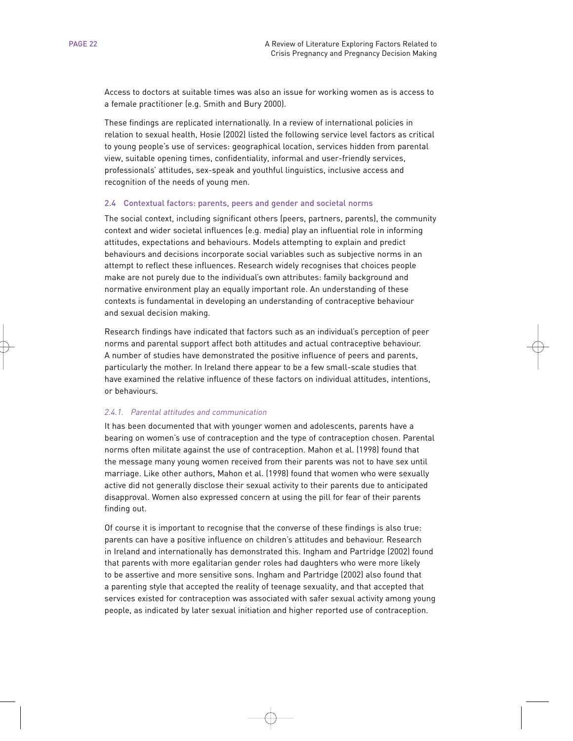Access to doctors at suitable times was also an issue for working women as is access to a female practitioner (e.g. Smith and Bury 2000).

These findings are replicated internationally. In a review of international policies in relation to sexual health, Hosie (2002) listed the following service level factors as critical to young people's use of services: geographical location, services hidden from parental view, suitable opening times, confidentiality, informal and user-friendly services, professionals' attitudes, sex-speak and youthful linguistics, inclusive access and recognition of the needs of young men.

## 2.4 Contextual factors: parents, peers and gender and societal norms

The social context, including significant others (peers, partners, parents), the community context and wider societal influences (e.g. media) play an influential role in informing attitudes, expectations and behaviours. Models attempting to explain and predict behaviours and decisions incorporate social variables such as subjective norms in an attempt to reflect these influences. Research widely recognises that choices people make are not purely due to the individual's own attributes: family background and normative environment play an equally important role. An understanding of these contexts is fundamental in developing an understanding of contraceptive behaviour and sexual decision making.

Research findings have indicated that factors such as an individual's perception of peer norms and parental support affect both attitudes and actual contraceptive behaviour. A number of studies have demonstrated the positive influence of peers and parents, particularly the mother. In Ireland there appear to be a few small-scale studies that have examined the relative influence of these factors on individual attitudes, intentions, or behaviours.

### *2.4.1. Parental attitudes and communication*

It has been documented that with younger women and adolescents, parents have a bearing on women's use of contraception and the type of contraception chosen. Parental norms often militate against the use of contraception. Mahon et al. (1998) found that the message many young women received from their parents was not to have sex until marriage. Like other authors, Mahon et al. (1998) found that women who were sexually active did not generally disclose their sexual activity to their parents due to anticipated disapproval. Women also expressed concern at using the pill for fear of their parents finding out.

Of course it is important to recognise that the converse of these findings is also true: parents can have a positive influence on children's attitudes and behaviour. Research in Ireland and internationally has demonstrated this. Ingham and Partridge (2002) found that parents with more egalitarian gender roles had daughters who were more likely to be assertive and more sensitive sons. Ingham and Partridge (2002) also found that a parenting style that accepted the reality of teenage sexuality, and that accepted that services existed for contraception was associated with safer sexual activity among young people, as indicated by later sexual initiation and higher reported use of contraception.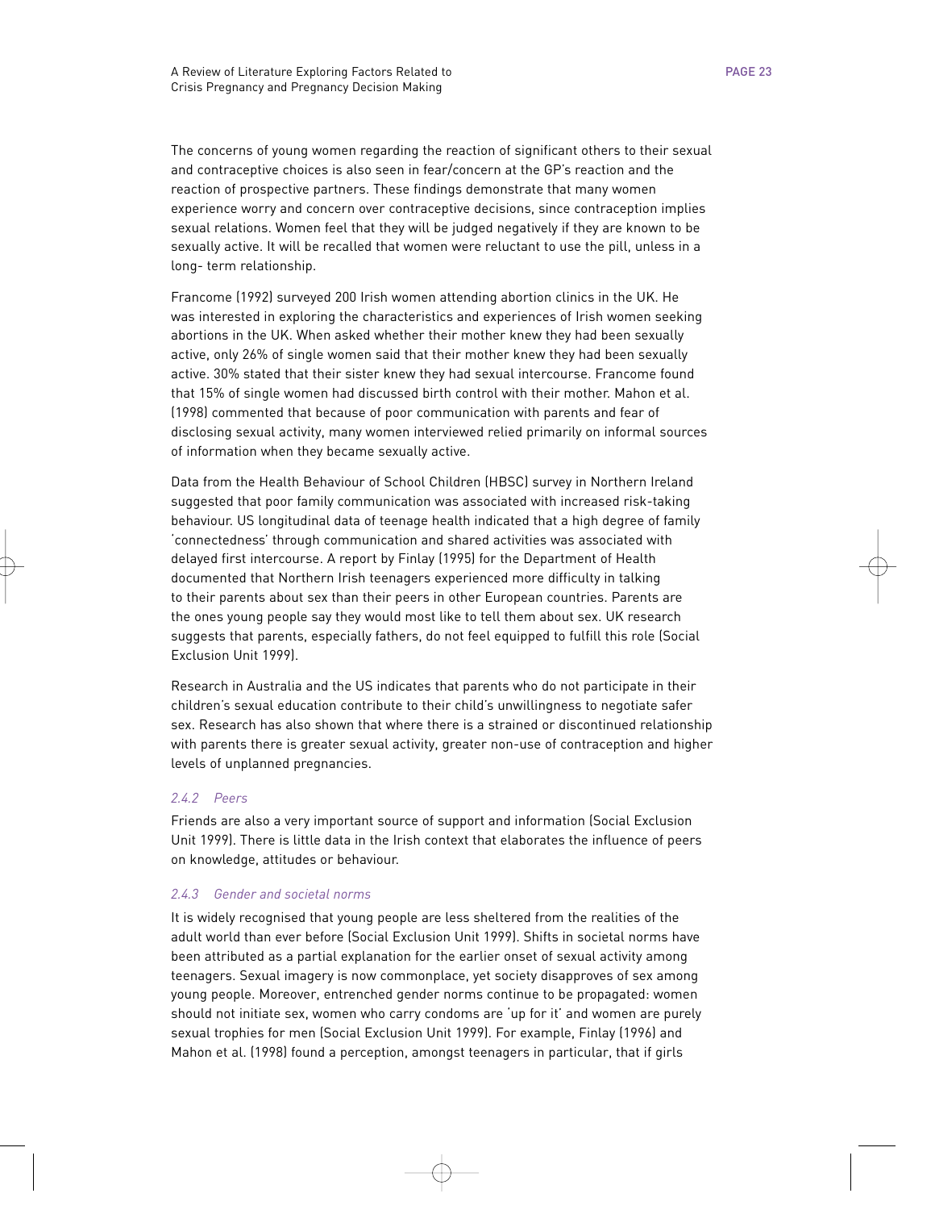The concerns of young women regarding the reaction of significant others to their sexual and contraceptive choices is also seen in fear/concern at the GP's reaction and the reaction of prospective partners. These findings demonstrate that many women experience worry and concern over contraceptive decisions, since contraception implies sexual relations. Women feel that they will be judged negatively if they are known to be sexually active. It will be recalled that women were reluctant to use the pill, unless in a long- term relationship.

Francome (1992) surveyed 200 Irish women attending abortion clinics in the UK. He was interested in exploring the characteristics and experiences of Irish women seeking abortions in the UK. When asked whether their mother knew they had been sexually active, only 26% of single women said that their mother knew they had been sexually active. 30% stated that their sister knew they had sexual intercourse. Francome found that 15% of single women had discussed birth control with their mother. Mahon et al. (1998) commented that because of poor communication with parents and fear of disclosing sexual activity, many women interviewed relied primarily on informal sources of information when they became sexually active.

Data from the Health Behaviour of School Children (HBSC) survey in Northern Ireland suggested that poor family communication was associated with increased risk-taking behaviour. US longitudinal data of teenage health indicated that a high degree of family 'connectedness' through communication and shared activities was associated with delayed first intercourse. A report by Finlay (1995) for the Department of Health documented that Northern Irish teenagers experienced more difficulty in talking to their parents about sex than their peers in other European countries. Parents are the ones young people say they would most like to tell them about sex. UK research suggests that parents, especially fathers, do not feel equipped to fulfill this role (Social Exclusion Unit 1999).

Research in Australia and the US indicates that parents who do not participate in their children's sexual education contribute to their child's unwillingness to negotiate safer sex. Research has also shown that where there is a strained or discontinued relationship with parents there is greater sexual activity, greater non-use of contraception and higher levels of unplanned pregnancies.

### *2.4.2 Peers*

Friends are also a very important source of support and information (Social Exclusion Unit 1999). There is little data in the Irish context that elaborates the influence of peers on knowledge, attitudes or behaviour.

### *2.4.3 Gender and societal norms*

It is widely recognised that young people are less sheltered from the realities of the adult world than ever before (Social Exclusion Unit 1999). Shifts in societal norms have been attributed as a partial explanation for the earlier onset of sexual activity among teenagers. Sexual imagery is now commonplace, yet society disapproves of sex among young people. Moreover, entrenched gender norms continue to be propagated: women should not initiate sex, women who carry condoms are 'up for it' and women are purely sexual trophies for men (Social Exclusion Unit 1999). For example, Finlay (1996) and Mahon et al. (1998) found a perception, amongst teenagers in particular, that if girls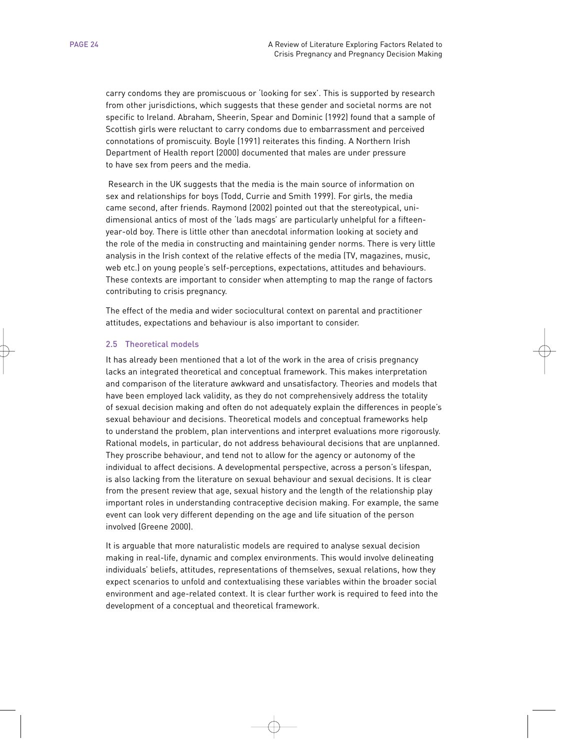carry condoms they are promiscuous or 'looking for sex'. This is supported by research from other jurisdictions, which suggests that these gender and societal norms are not specific to Ireland. Abraham, Sheerin, Spear and Dominic (1992) found that a sample of Scottish girls were reluctant to carry condoms due to embarrassment and perceived connotations of promiscuity. Boyle (1991) reiterates this finding. A Northern Irish Department of Health report (2000) documented that males are under pressure to have sex from peers and the media.

Research in the UK suggests that the media is the main source of information on sex and relationships for boys (Todd, Currie and Smith 1999). For girls, the media came second, after friends. Raymond (2002) pointed out that the stereotypical, uni-dimensional antics of most of the 'lads mags' are particularly unhelpful for a fifteen-year-old boy. There is little other than anecdotal information looking at society and the role of the media in constructing and maintaining gender norms. There is very little analysis in the Irish context of the relative effects of the media (TV, magazines, music, web etc.) on young people's self-perceptions, expectations, attitudes and behaviours. These contexts are important to consider when attempting to map the range of factors contributing to crisis pregnancy.

The effect of the media and wider sociocultural context on parental and practitioner attitudes, expectations and behaviour is also important to consider.

## 2.5 Theoretical models

It has already been mentioned that a lot of the work in the area of crisis pregnancy lacks an integrated theoretical and conceptual framework. This makes interpretation and comparison of the literature awkward and unsatisfactory. Theories and models that have been employed lack validity, as they do not comprehensively address the totality of sexual decision making and often do not adequately explain the differences in people's sexual behaviour and decisions. Theoretical models and conceptual frameworks help to understand the problem, plan interventions and interpret evaluations more rigorously. Rational models, in particular, do not address behavioural decisions that are unplanned. They proscribe behaviour, and tend not to allow for the agency or autonomy of the individual to affect decisions. A developmental perspective, across a person's lifespan, is also lacking from the literature on sexual behaviour and sexual decisions. It is clear from the present review that age, sexual history and the length of the relationship play important roles in understanding contraceptive decision making. For example, the same event can look very different depending on the age and life situation of the person involved (Greene 2000).

It is arguable that more naturalistic models are required to analyse sexual decision making in real-life, dynamic and complex environments. This would involve delineating individuals' beliefs, attitudes, representations of themselves, sexual relations, how they expect scenarios to unfold and contextualising these variables within the broader social environment and age-related context. It is clear further work is required to feed into the development of a conceptual and theoretical framework.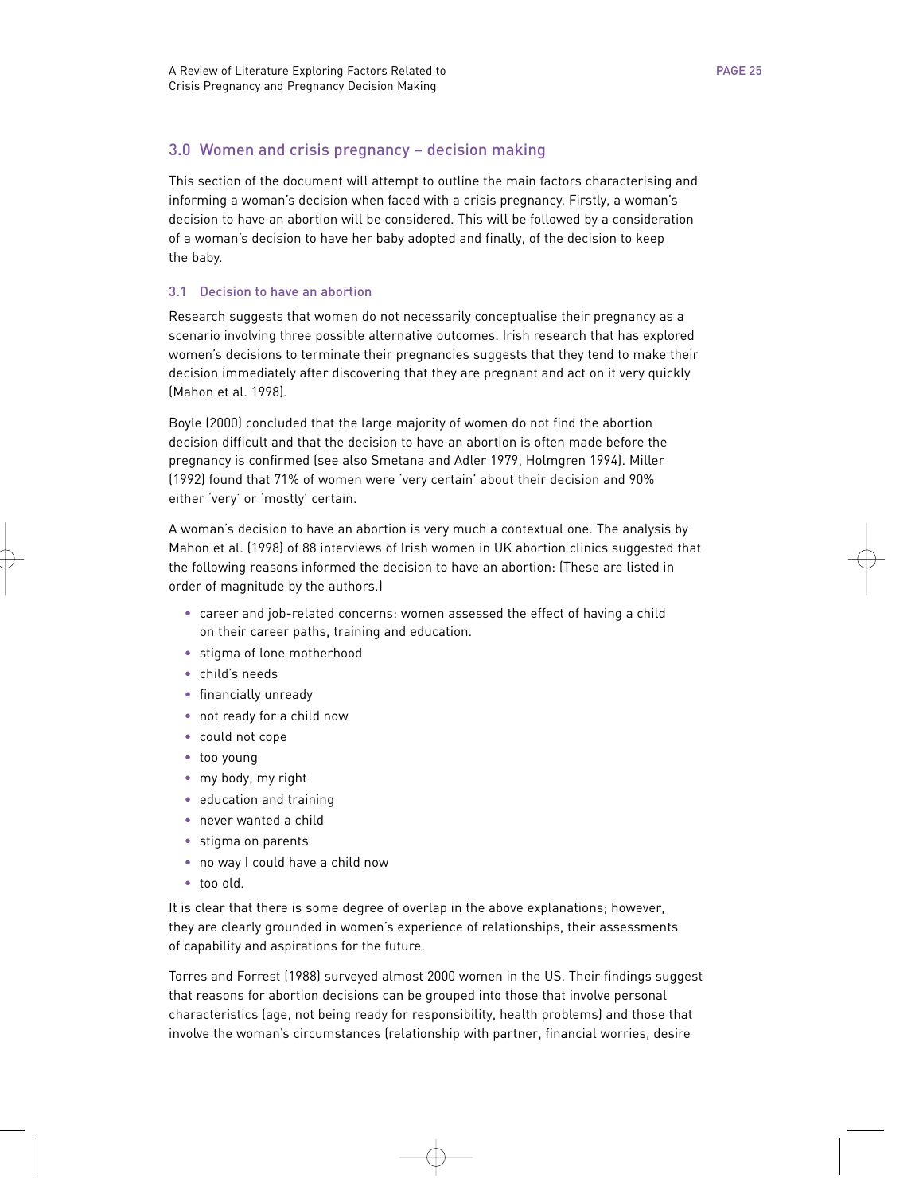## 3.0 Women and crisis pregnancy – decision making

This section of the document will attempt to outline the main factors characterising and informing a woman's decision when faced with a crisis pregnancy. Firstly, a woman's decision to have an abortion will be considered. This will be followed by a consideration of a woman's decision to have her baby adopted and finally, of the decision to keep the baby.

### 3.1 Decision to have an abortion

Research suggests that women do not necessarily conceptualise their pregnancy as a scenario involving three possible alternative outcomes. Irish research that has explored women's decisions to terminate their pregnancies suggests that they tend to make their decision immediately after discovering that they are pregnant and act on it very quickly (Mahon et al. 1998).

Boyle (2000) concluded that the large majority of women do not find the abortion decision difficult and that the decision to have an abortion is often made before the pregnancy is confirmed (see also Smetana and Adler 1979, Holmgren 1994). Miller (1992) found that 71% of women were 'very certain' about their decision and 90% either 'very' or 'mostly' certain.

A woman's decision to have an abortion is very much a contextual one. The analysis by Mahon et al. (1998) of 88 interviews of Irish women in UK abortion clinics suggested that the following reasons informed the decision to have an abortion: (These are listed in order of magnitude by the authors.)

- career and job-related concerns: women assessed the effect of having a child on their career paths, training and education.
- stigma of lone motherhood
- child's needs
- financially unready
- not ready for a child now
- could not cope
- too young
- my body, my right
- education and training
- never wanted a child
- stigma on parents
- no way I could have a child now
- too old.

It is clear that there is some degree of overlap in the above explanations; however, they are clearly grounded in women's experience of relationships, their assessments of capability and aspirations for the future.

Torres and Forrest (1988) surveyed almost 2000 women in the US. Their findings suggest that reasons for abortion decisions can be grouped into those that involve personal characteristics (age, not being ready for responsibility, health problems) and those that involve the woman's circumstances (relationship with partner, financial worries, desire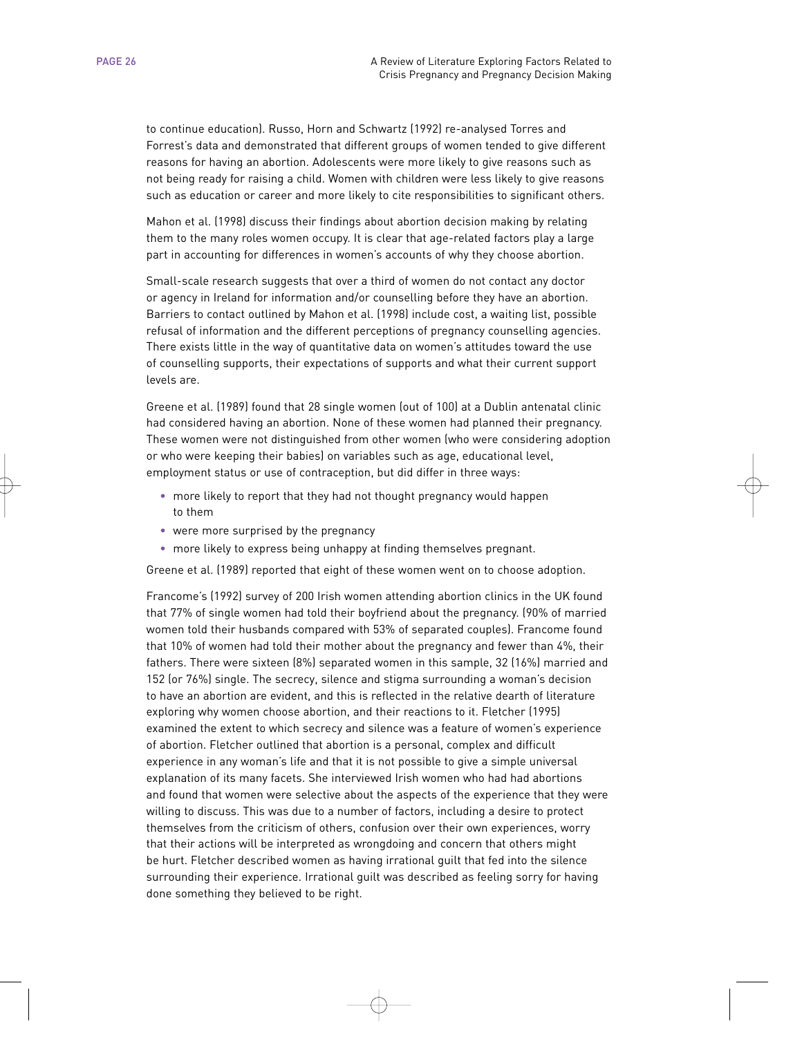to continue education). Russo, Horn and Schwartz (1992) re-analysed Torres and Forrest's data and demonstrated that different groups of women tended to give different reasons for having an abortion. Adolescents were more likely to give reasons such as not being ready for raising a child. Women with children were less likely to give reasons such as education or career and more likely to cite responsibilities to significant others.

Mahon et al. (1998) discuss their findings about abortion decision making by relating them to the many roles women occupy. It is clear that age-related factors play a large part in accounting for differences in women's accounts of why they choose abortion.

Small-scale research suggests that over a third of women do not contact any doctor or agency in Ireland for information and/or counselling before they have an abortion. Barriers to contact outlined by Mahon et al. (1998) include cost, a waiting list, possible refusal of information and the different perceptions of pregnancy counselling agencies. There exists little in the way of quantitative data on women's attitudes toward the use of counselling supports, their expectations of supports and what their current support levels are.

Greene et al. (1989) found that 28 single women (out of 100) at a Dublin antenatal clinic had considered having an abortion. None of these women had planned their pregnancy. These women were not distinguished from other women (who were considering adoption or who were keeping their babies) on variables such as age, educational level, employment status or use of contraception, but did differ in three ways:

- more likely to report that they had not thought pregnancy would happen to them
- were more surprised by the pregnancy
- more likely to express being unhappy at finding themselves pregnant.

Greene et al. (1989) reported that eight of these women went on to choose adoption.

Francome's (1992) survey of 200 Irish women attending abortion clinics in the UK found that 77% of single women had told their boyfriend about the pregnancy. (90% of married women told their husbands compared with 53% of separated couples). Francome found that 10% of women had told their mother about the pregnancy and fewer than 4%, their fathers. There were sixteen (8%) separated women in this sample, 32 (16%) married and 152 (or 76%) single. The secrecy, silence and stigma surrounding a woman's decision to have an abortion are evident, and this is reflected in the relative dearth of literature exploring why women choose abortion, and their reactions to it. Fletcher (1995) examined the extent to which secrecy and silence was a feature of women's experience of abortion. Fletcher outlined that abortion is a personal, complex and difficult experience in any woman's life and that it is not possible to give a simple universal explanation of its many facets. She interviewed Irish women who had had abortions and found that women were selective about the aspects of the experience that they were willing to discuss. This was due to a number of factors, including a desire to protect themselves from the criticism of others, confusion over their own experiences, worry that their actions will be interpreted as wrongdoing and concern that others might be hurt. Fletcher described women as having irrational guilt that fed into the silence surrounding their experience. Irrational guilt was described as feeling sorry for having done something they believed to be right.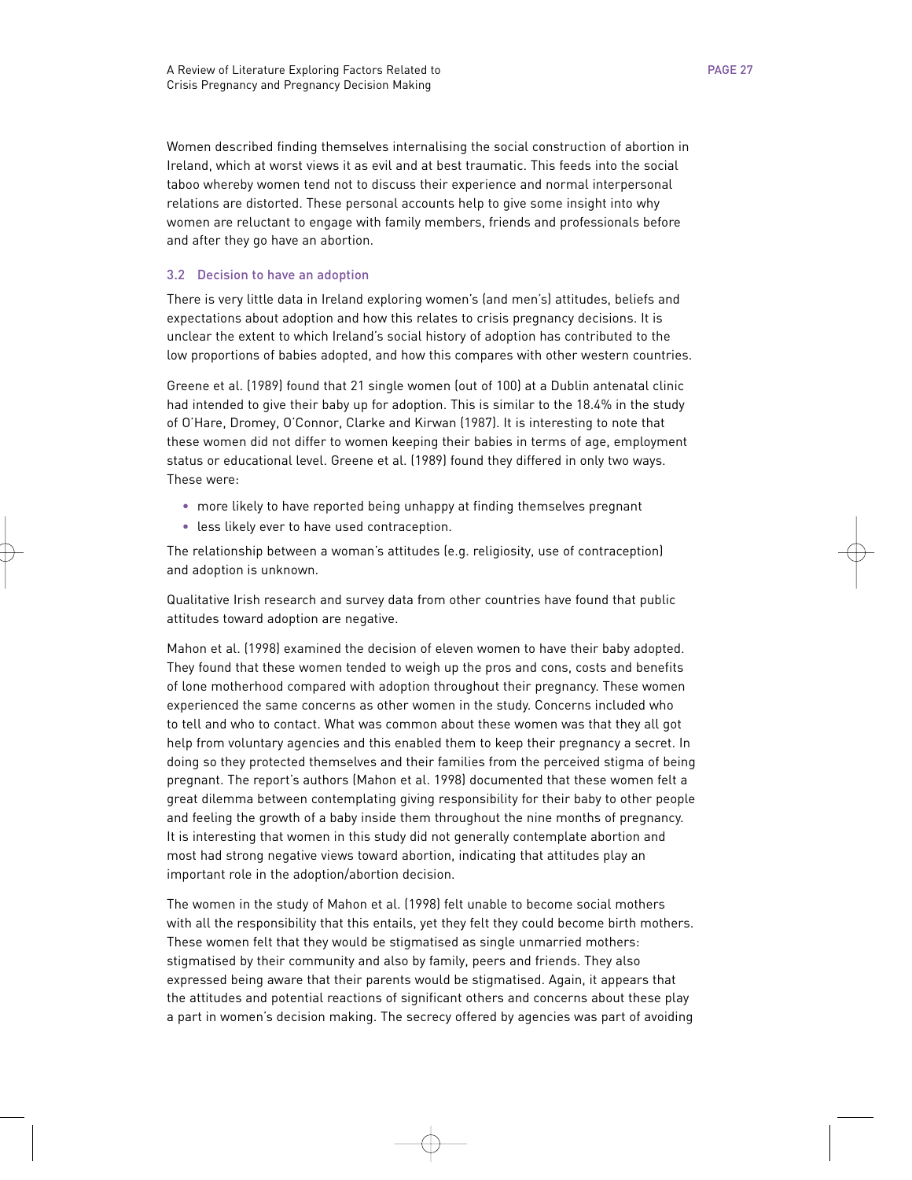Women described finding themselves internalising the social construction of abortion in Ireland, which at worst views it as evil and at best traumatic. This feeds into the social taboo whereby women tend not to discuss their experience and normal interpersonal relations are distorted. These personal accounts help to give some insight into why women are reluctant to engage with family members, friends and professionals before and after they go have an abortion.

### 3.2 Decision to have an adoption

There is very little data in Ireland exploring women's (and men's) attitudes, beliefs and expectations about adoption and how this relates to crisis pregnancy decisions. It is unclear the extent to which Ireland's social history of adoption has contributed to the low proportions of babies adopted, and how this compares with other western countries.

Greene et al. (1989) found that 21 single women (out of 100) at a Dublin antenatal clinic had intended to give their baby up for adoption. This is similar to the 18.4% in the study of O'Hare, Dromey, O'Connor, Clarke and Kirwan (1987). It is interesting to note that these women did not differ to women keeping their babies in terms of age, employment status or educational level. Greene et al. (1989) found they differed in only two ways. These were:

- more likely to have reported being unhappy at finding themselves pregnant
- less likely ever to have used contraception.

The relationship between a woman's attitudes (e.g. religiosity, use of contraception) and adoption is unknown.

Qualitative Irish research and survey data from other countries have found that public attitudes toward adoption are negative.

Mahon et al. (1998) examined the decision of eleven women to have their baby adopted. They found that these women tended to weigh up the pros and cons, costs and benefits of lone motherhood compared with adoption throughout their pregnancy. These women experienced the same concerns as other women in the study. Concerns included who to tell and who to contact. What was common about these women was that they all got help from voluntary agencies and this enabled them to keep their pregnancy a secret. In doing so they protected themselves and their families from the perceived stigma of being pregnant. The report's authors (Mahon et al. 1998) documented that these women felt a great dilemma between contemplating giving responsibility for their baby to other people and feeling the growth of a baby inside them throughout the nine months of pregnancy. It is interesting that women in this study did not generally contemplate abortion and most had strong negative views toward abortion, indicating that attitudes play an important role in the adoption/abortion decision.

The women in the study of Mahon et al. (1998) felt unable to become social mothers with all the responsibility that this entails, yet they felt they could become birth mothers. These women felt that they would be stigmatised as single unmarried mothers: stigmatised by their community and also by family, peers and friends. They also expressed being aware that their parents would be stigmatised. Again, it appears that the attitudes and potential reactions of significant others and concerns about these play a part in women's decision making. The secrecy offered by agencies was part of avoiding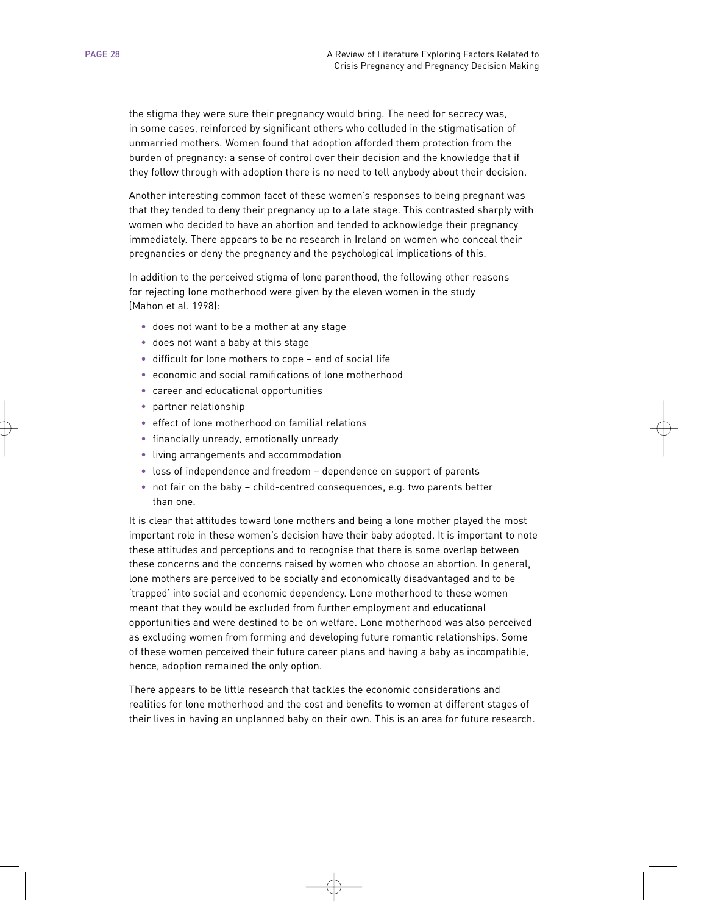the stigma they were sure their pregnancy would bring. The need for secrecy was, in some cases, reinforced by significant others who colluded in the stigmatisation of unmarried mothers. Women found that adoption afforded them protection from the burden of pregnancy: a sense of control over their decision and the knowledge that if they follow through with adoption there is no need to tell anybody about their decision.

Another interesting common facet of these women's responses to being pregnant was that they tended to deny their pregnancy up to a late stage. This contrasted sharply with women who decided to have an abortion and tended to acknowledge their pregnancy immediately. There appears to be no research in Ireland on women who conceal their pregnancies or deny the pregnancy and the psychological implications of this.

In addition to the perceived stigma of lone parenthood, the following other reasons for rejecting lone motherhood were given by the eleven women in the study (Mahon et al. 1998):

- does not want to be a mother at any stage
- does not want a baby at this stage
- difficult for lone mothers to cope – end of social life
- economic and social ramifications of lone motherhood
- career and educational opportunities
- partner relationship
- effect of lone motherhood on familial relations
- financially unready, emotionally unready
- living arrangements and accommodation
- loss of independence and freedom – dependence on support of parents
- not fair on the baby – child-centred consequences, e.g. two parents better than one.

It is clear that attitudes toward lone mothers and being a lone mother played the most important role in these women's decision have their baby adopted. It is important to note these attitudes and perceptions and to recognise that there is some overlap between these concerns and the concerns raised by women who choose an abortion. In general, lone mothers are perceived to be socially and economically disadvantaged and to be 'trapped' into social and economic dependency. Lone motherhood to these women meant that they would be excluded from further employment and educational opportunities and were destined to be on welfare. Lone motherhood was also perceived as excluding women from forming and developing future romantic relationships. Some of these women perceived their future career plans and having a baby as incompatible, hence, adoption remained the only option.

There appears to be little research that tackles the economic considerations and realities for lone motherhood and the cost and benefits to women at different stages of their lives in having an unplanned baby on their own. This is an area for future research.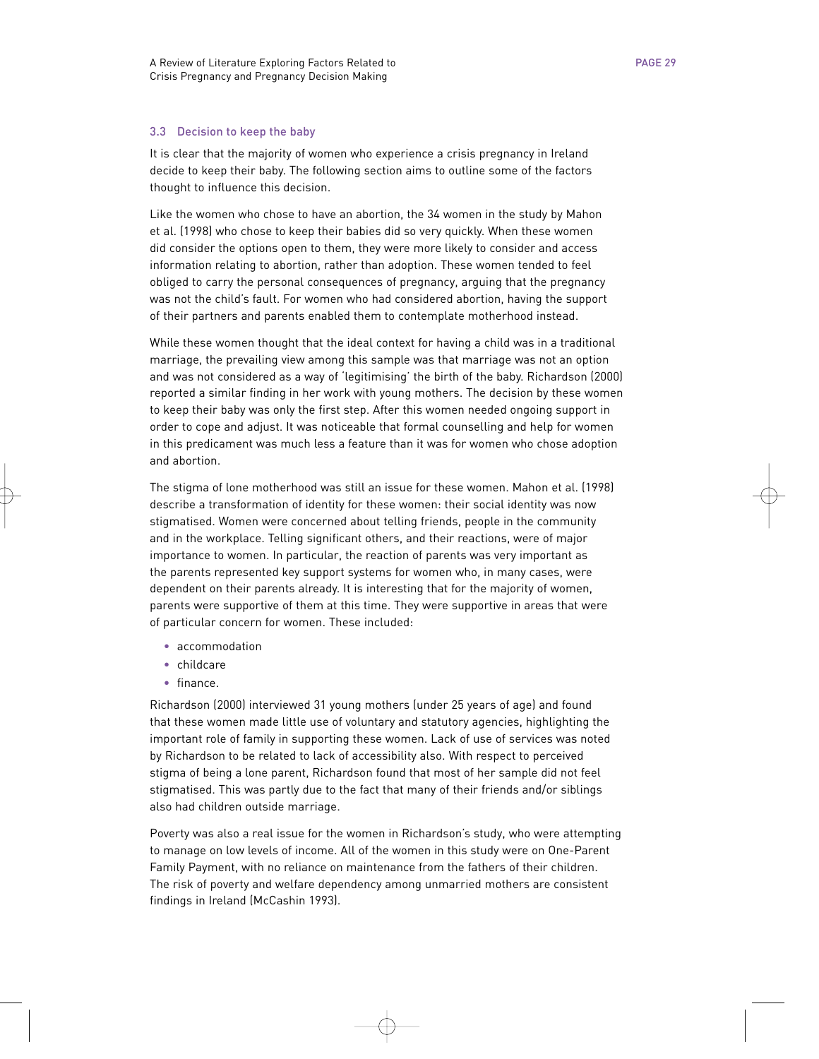### 3.3 Decision to keep the baby

It is clear that the majority of women who experience a crisis pregnancy in Ireland decide to keep their baby. The following section aims to outline some of the factors thought to influence this decision.

Like the women who chose to have an abortion, the 34 women in the study by Mahon et al. (1998) who chose to keep their babies did so very quickly. When these women did consider the options open to them, they were more likely to consider and access information relating to abortion, rather than adoption. These women tended to feel obliged to carry the personal consequences of pregnancy, arguing that the pregnancy was not the child's fault. For women who had considered abortion, having the support of their partners and parents enabled them to contemplate motherhood instead.

While these women thought that the ideal context for having a child was in a traditional marriage, the prevailing view among this sample was that marriage was not an option and was not considered as a way of 'legitimising' the birth of the baby. Richardson (2000) reported a similar finding in her work with young mothers. The decision by these women to keep their baby was only the first step. After this women needed ongoing support in order to cope and adjust. It was noticeable that formal counselling and help for women in this predicament was much less a feature than it was for women who chose adoption and abortion.

The stigma of lone motherhood was still an issue for these women. Mahon et al. (1998) describe a transformation of identity for these women: their social identity was now stigmatised. Women were concerned about telling friends, people in the community and in the workplace. Telling significant others, and their reactions, were of major importance to women. In particular, the reaction of parents was very important as the parents represented key support systems for women who, in many cases, were dependent on their parents already. It is interesting that for the majority of women, parents were supportive of them at this time. They were supportive in areas that were of particular concern for women. These included:

- accommodation
- childcare
- finance.

Richardson (2000) interviewed 31 young mothers (under 25 years of age) and found that these women made little use of voluntary and statutory agencies, highlighting the important role of family in supporting these women. Lack of use of services was noted by Richardson to be related to lack of accessibility also. With respect to perceived stigma of being a lone parent, Richardson found that most of her sample did not feel stigmatised. This was partly due to the fact that many of their friends and/or siblings also had children outside marriage.

Poverty was also a real issue for the women in Richardson's study, who were attempting to manage on low levels of income. All of the women in this study were on One-Parent Family Payment, with no reliance on maintenance from the fathers of their children. The risk of poverty and welfare dependency among unmarried mothers are consistent findings in Ireland (McCashin 1993).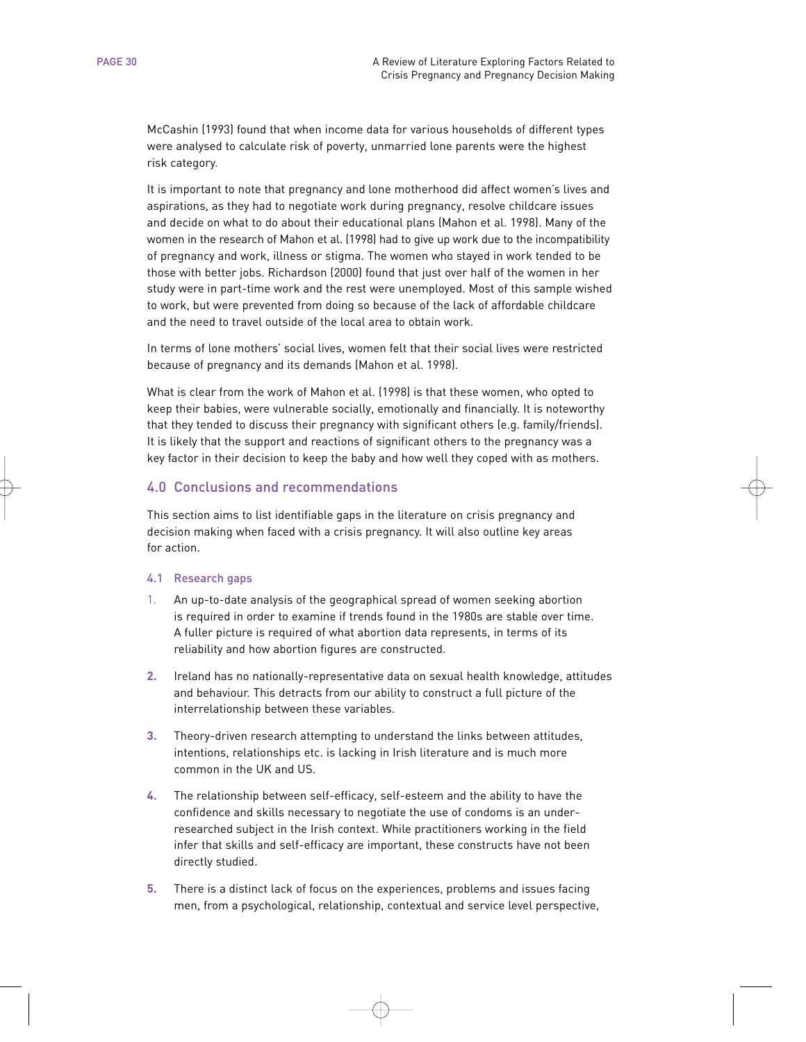McCashin (1993) found that when income data for various households of different types were analysed to calculate risk of poverty, unmarried lone parents were the highest risk category.

It is important to note that pregnancy and lone motherhood did affect women's lives and aspirations, as they had to negotiate work during pregnancy, resolve childcare issues and decide on what to do about their educational plans (Mahon et al. 1998). Many of the women in the research of Mahon et al. (1998) had to give up work due to the incompatibility of pregnancy and work, illness or stigma. The women who stayed in work tended to be those with better jobs. Richardson (2000) found that just over half of the women in her study were in part-time work and the rest were unemployed. Most of this sample wished to work, but were prevented from doing so because of the lack of affordable childcare and the need to travel outside of the local area to obtain work.

In terms of lone mothers' social lives, women felt that their social lives were restricted because of pregnancy and its demands (Mahon et al. 1998).

What is clear from the work of Mahon et al. (1998) is that these women, who opted to keep their babies, were vulnerable socially, emotionally and financially. It is noteworthy that they tended to discuss their pregnancy with significant others (e.g. family/friends). It is likely that the support and reactions of significant others to the pregnancy was a key factor in their decision to keep the baby and how well they coped with as mothers.

## 4.0 Conclusions and recommendations

This section aims to list identifiable gaps in the literature on crisis pregnancy and decision making when faced with a crisis pregnancy. It will also outline key areas for action.

### 4.1 Research gaps

1. An up-to-date analysis of the geographical spread of women seeking abortion is required in order to examine if trends found in the 1980s are stable over time. A fuller picture is required of what abortion data represents, in terms of its reliability and how abortion figures are constructed.
2. Ireland has no nationally-representative data on sexual health knowledge, attitudes and behaviour. This detracts from our ability to construct a full picture of the interrelationship between these variables.
3. Theory-driven research attempting to understand the links between attitudes, intentions, relationships etc. is lacking in Irish literature and is much more common in the UK and US.
4. The relationship between self-efficacy, self-esteem and the ability to have the confidence and skills necessary to negotiate the use of condoms is an under-researched subject in the Irish context. While practitioners working in the field infer that skills and self-efficacy are important, these constructs have not been directly studied.
5. There is a distinct lack of focus on the experiences, problems and issues facing men, from a psychological, relationship, contextual and service level perspective,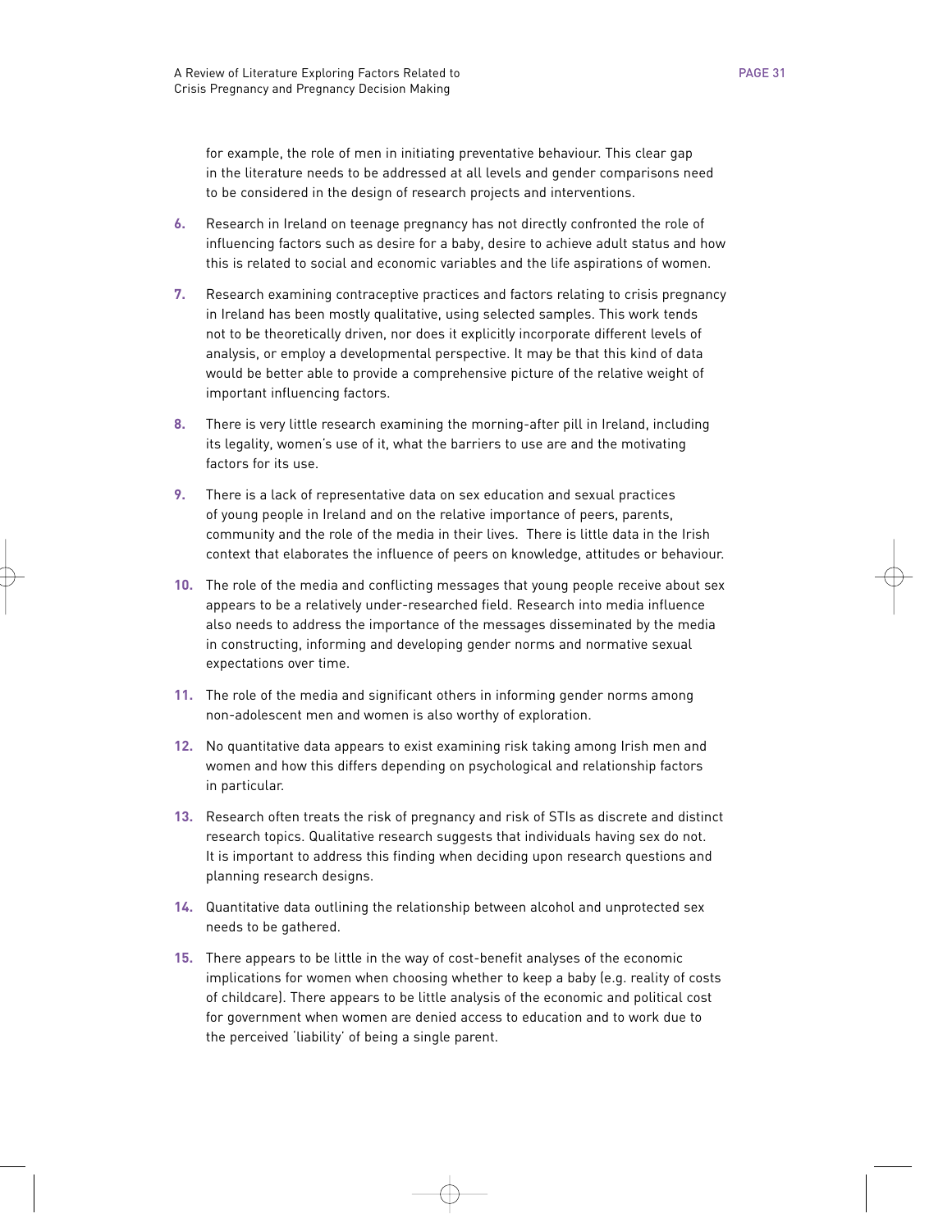for example, the role of men in initiating preventative behaviour. This clear gap in the literature needs to be addressed at all levels and gender comparisons need to be considered in the design of research projects and interventions.

6. Research in Ireland on teenage pregnancy has not directly confronted the role of influencing factors such as desire for a baby, desire to achieve adult status and how this is related to social and economic variables and the life aspirations of women.

7. Research examining contraceptive practices and factors relating to crisis pregnancy in Ireland has been mostly qualitative, using selected samples. This work tends not to be theoretically driven, nor does it explicitly incorporate different levels of analysis, or employ a developmental perspective. It may be that this kind of data would be better able to provide a comprehensive picture of the relative weight of important influencing factors.

8. There is very little research examining the morning-after pill in Ireland, including its legality, women's use of it, what the barriers to use are and the motivating factors for its use.

9. There is a lack of representative data on sex education and sexual practices of young people in Ireland and on the relative importance of peers, parents, community and the role of the media in their lives. There is little data in the Irish context that elaborates the influence of peers on knowledge, attitudes or behaviour.

10. The role of the media and conflicting messages that young people receive about sex appears to be a relatively under-researched field. Research into media influence also needs to address the importance of the messages disseminated by the media in constructing, informing and developing gender norms and normative sexual expectations over time.

11. The role of the media and significant others in informing gender norms among non-adolescent men and women is also worthy of exploration.

12. No quantitative data appears to exist examining risk taking among Irish men and women and how this differs depending on psychological and relationship factors in particular.

13. Research often treats the risk of pregnancy and risk of STIs as discrete and distinct research topics. Qualitative research suggests that individuals having sex do not. It is important to address this finding when deciding upon research questions and planning research designs.

14. Quantitative data outlining the relationship between alcohol and unprotected sex needs to be gathered.

15. There appears to be little in the way of cost-benefit analyses of the economic implications for women when choosing whether to keep a baby (e.g. reality of costs of childcare). There appears to be little analysis of the economic and political cost for government when women are denied access to education and to work due to the perceived 'liability' of being a single parent.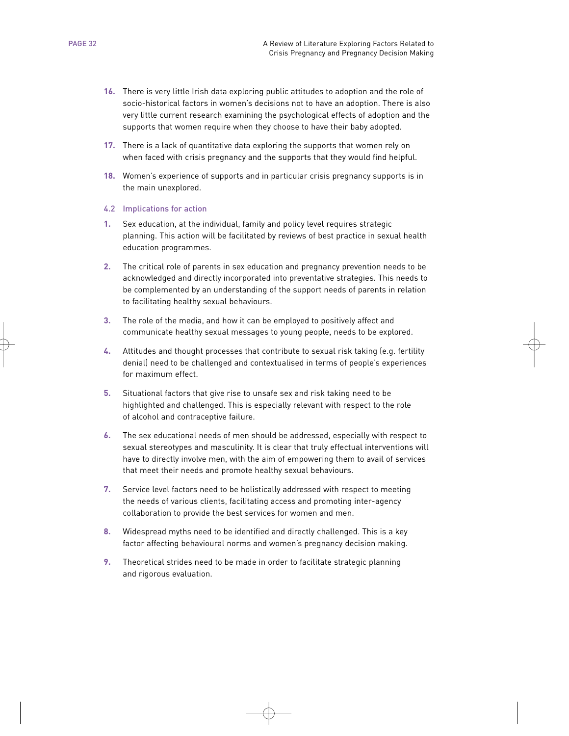16. There is very little Irish data exploring public attitudes to adoption and the role of socio-historical factors in women's decisions not to have an adoption. There is also very little current research examining the psychological effects of adoption and the supports that women require when they choose to have their baby adopted.

17. There is a lack of quantitative data exploring the supports that women rely on when faced with crisis pregnancy and the supports that they would find helpful.

18. Women's experience of supports and in particular crisis pregnancy supports is in the main unexplored.

### 4.2 Implications for action

1. Sex education, at the individual, family and policy level requires strategic planning. This action will be facilitated by reviews of best practice in sexual health education programmes.

2. The critical role of parents in sex education and pregnancy prevention needs to be acknowledged and directly incorporated into preventative strategies. This needs to be complemented by an understanding of the support needs of parents in relation to facilitating healthy sexual behaviours.

3. The role of the media, and how it can be employed to positively affect and communicate healthy sexual messages to young people, needs to be explored.

4. Attitudes and thought processes that contribute to sexual risk taking (e.g. fertility denial) need to be challenged and contextualised in terms of people's experiences for maximum effect.

5. Situational factors that give rise to unsafe sex and risk taking need to be highlighted and challenged. This is especially relevant with respect to the role of alcohol and contraceptive failure.

6. The sex educational needs of men should be addressed, especially with respect to sexual stereotypes and masculinity. It is clear that truly effectual interventions will have to directly involve men, with the aim of empowering them to avail of services that meet their needs and promote healthy sexual behaviours.

7. Service level factors need to be holistically addressed with respect to meeting the needs of various clients, facilitating access and promoting inter-agency collaboration to provide the best services for women and men.

8. Widespread myths need to be identified and directly challenged. This is a key factor affecting behavioural norms and women's pregnancy decision making.

9. Theoretical strides need to be made in order to facilitate strategic planning and rigorous evaluation.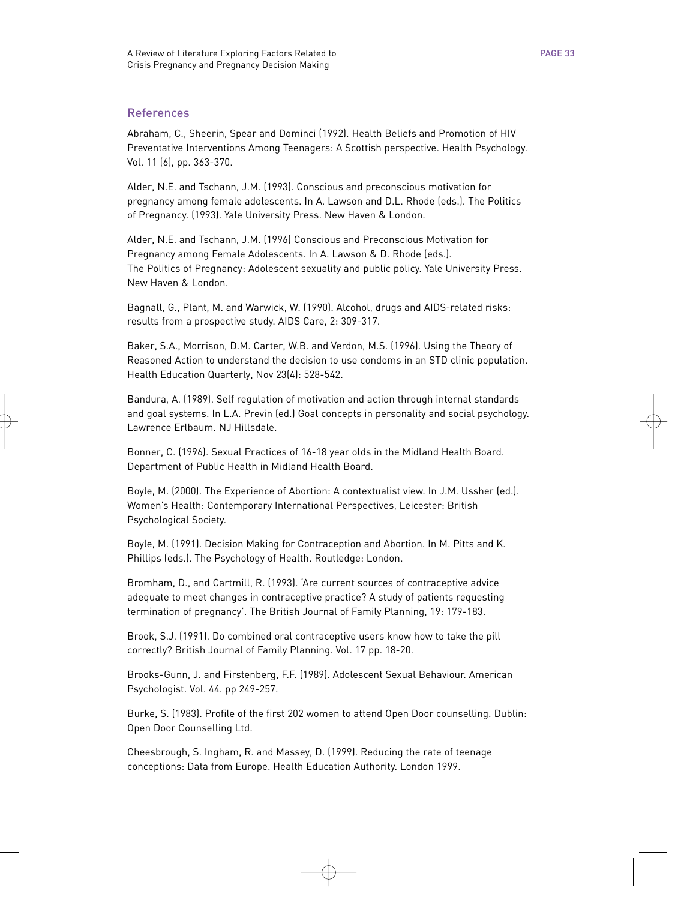## References

Abraham, C., Sheerin, Spear and Dominci (1992). Health Beliefs and Promotion of HIV Preventative Interventions Among Teenagers: A Scottish perspective. Health Psychology. Vol. 11 (6), pp. 363-370.

Alder, N.E. and Tschann, J.M. (1993). Conscious and preconscious motivation for pregnancy among female adolescents. In A. Lawson and D.L. Rhode (eds.). The Politics of Pregnancy. (1993). Yale University Press. New Haven & London.

Alder, N.E. and Tschann, J.M. (1996) Conscious and Preconscious Motivation for Pregnancy among Female Adolescents. In A. Lawson & D. Rhode (eds.). The Politics of Pregnancy: Adolescent sexuality and public policy. Yale University Press. New Haven & London.

Bagnall, G., Plant, M. and Warwick, W. (1990). Alcohol, drugs and AIDS-related risks: results from a prospective study. AIDS Care, 2: 309-317.

Baker, S.A., Morrison, D.M. Carter, W.B. and Verdon, M.S. (1996). Using the Theory of Reasoned Action to understand the decision to use condoms in an STD clinic population. Health Education Quarterly, Nov 23(4): 528-542.

Bandura, A. (1989). Self regulation of motivation and action through internal standards and goal systems. In L.A. Previn (ed.) Goal concepts in personality and social psychology. Lawrence Erlbaum. NJ Hillsdale.

Bonner, C. (1996). Sexual Practices of 16-18 year olds in the Midland Health Board. Department of Public Health in Midland Health Board.

Boyle, M. (2000). The Experience of Abortion: A contextualist view. In J.M. Ussher (ed.). Women's Health: Contemporary International Perspectives, Leicester: British Psychological Society.

Boyle, M. (1991). Decision Making for Contraception and Abortion. In M. Pitts and K. Phillips (eds.). The Psychology of Health. Routledge: London.

Bromham, D., and Cartmill, R. (1993). 'Are current sources of contraceptive advice adequate to meet changes in contraceptive practice? A study of patients requesting termination of pregnancy'. The British Journal of Family Planning, 19: 179-183.

Brook, S.J. (1991). Do combined oral contraceptive users know how to take the pill correctly? British Journal of Family Planning. Vol. 17 pp. 18-20.

Brooks-Gunn, J. and Firstenberg, F.F. (1989). Adolescent Sexual Behaviour. American Psychologist. Vol. 44. pp 249-257.

Burke, S. (1983). Profile of the first 202 women to attend Open Door counselling. Dublin: Open Door Counselling Ltd.

Cheesbrough, S. Ingham, R. and Massey, D. (1999). Reducing the rate of teenage conceptions: Data from Europe. Health Education Authority. London 1999.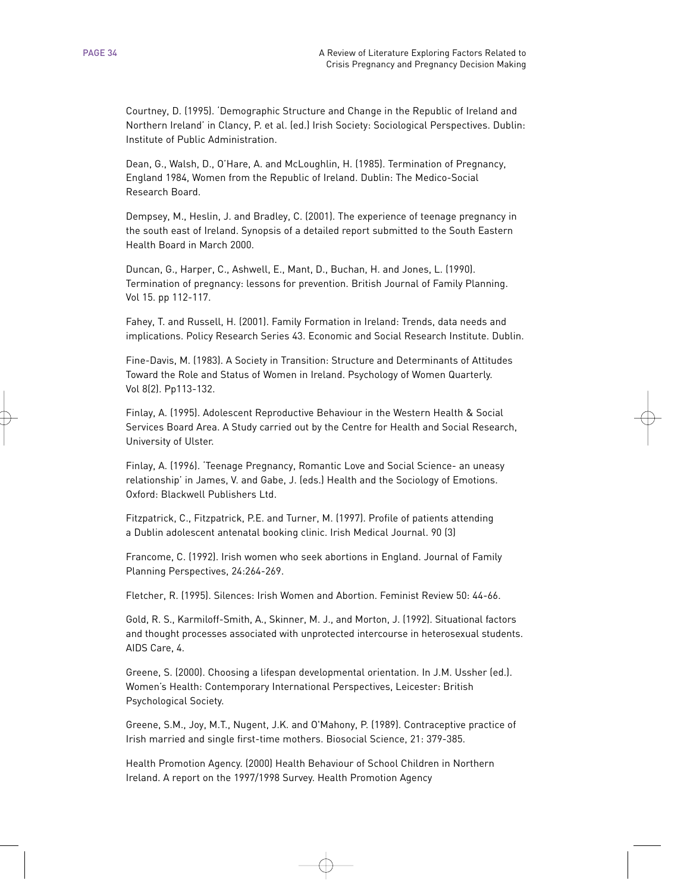Courtney, D. (1995). 'Demographic Structure and Change in the Republic of Ireland and Northern Ireland' in Clancy, P. et al. (ed.) Irish Society: Sociological Perspectives. Dublin: Institute of Public Administration.

Dean, G., Walsh, D., O'Hare, A. and McLoughlin, H. (1985). Termination of Pregnancy, England 1984, Women from the Republic of Ireland. Dublin: The Medico-Social Research Board.

Dempsey, M., Heslin, J. and Bradley, C. (2001). The experience of teenage pregnancy in the south east of Ireland. Synopsis of a detailed report submitted to the South Eastern Health Board in March 2000.

Duncan, G., Harper, C., Ashwell, E., Mant, D., Buchan, H. and Jones, L. (1990). Termination of pregnancy: lessons for prevention. British Journal of Family Planning. Vol 15. pp 112-117.

Fahey, T. and Russell, H. (2001). Family Formation in Ireland: Trends, data needs and implications. Policy Research Series 43. Economic and Social Research Institute. Dublin.

Fine-Davis, M. (1983). A Society in Transition: Structure and Determinants of Attitudes Toward the Role and Status of Women in Ireland. Psychology of Women Quarterly. Vol 8(2). Pp113-132.

Finlay, A. (1995). Adolescent Reproductive Behaviour in the Western Health & Social Services Board Area. A Study carried out by the Centre for Health and Social Research, University of Ulster.

Finlay, A. (1996). 'Teenage Pregnancy, Romantic Love and Social Science- an uneasy relationship' in James, V. and Gabe, J. (eds.) Health and the Sociology of Emotions. Oxford: Blackwell Publishers Ltd.

Fitzpatrick, C., Fitzpatrick, P.E. and Turner, M. (1997). Profile of patients attending a Dublin adolescent antenatal booking clinic. Irish Medical Journal. 90 (3)

Francome, C. (1992). Irish women who seek abortions in England. Journal of Family Planning Perspectives, 24:264-269.

Fletcher, R. (1995). Silences: Irish Women and Abortion. Feminist Review 50: 44-66.

Gold, R. S., Karmiloff-Smith, A., Skinner, M. J., and Morton, J. (1992). Situational factors and thought processes associated with unprotected intercourse in heterosexual students. AIDS Care, 4.

Greene, S. (2000). Choosing a lifespan developmental orientation. In J.M. Ussher (ed.). Women's Health: Contemporary International Perspectives, Leicester: British Psychological Society.

Greene, S.M., Joy, M.T., Nugent, J.K. and O'Mahony, P. (1989). Contraceptive practice of Irish married and single first-time mothers. Biosocial Science, 21: 379-385.

Health Promotion Agency. (2000) Health Behaviour of School Children in Northern Ireland. A report on the 1997/1998 Survey. Health Promotion Agency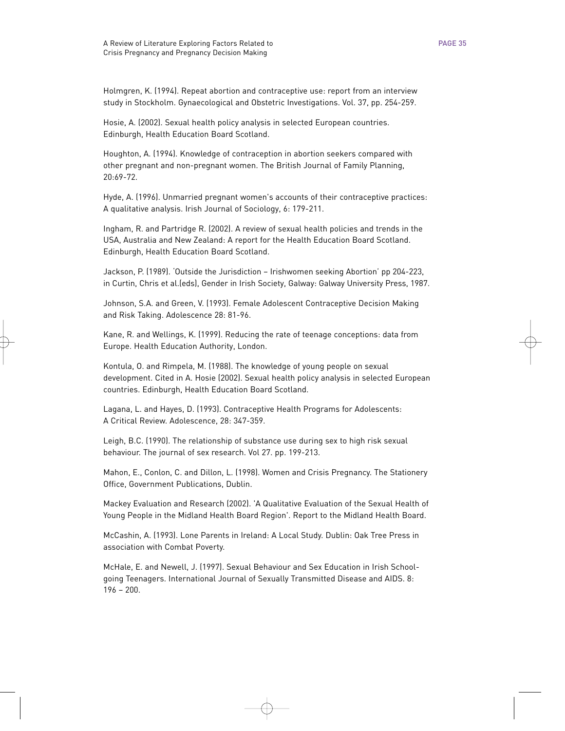Holmgren, K. (1994). Repeat abortion and contraceptive use: report from an interview study in Stockholm. Gynaecological and Obstetric Investigations. Vol. 37, pp. 254-259.

Hosie, A. (2002). Sexual health policy analysis in selected European countries. Edinburgh, Health Education Board Scotland.

Houghton, A. (1994). Knowledge of contraception in abortion seekers compared with other pregnant and non-pregnant women. The British Journal of Family Planning, 20:69-72.

Hyde, A. (1996). Unmarried pregnant women's accounts of their contraceptive practices: A qualitative analysis. Irish Journal of Sociology, 6: 179-211.

Ingham, R. and Partridge R. (2002). A review of sexual health policies and trends in the USA, Australia and New Zealand: A report for the Health Education Board Scotland. Edinburgh, Health Education Board Scotland.

Jackson, P. (1989). 'Outside the Jurisdiction – Irishwomen seeking Abortion' pp 204-223, in Curtin, Chris et al.(eds), Gender in Irish Society, Galway: Galway University Press, 1987.

Johnson, S.A. and Green, V. (1993). Female Adolescent Contraceptive Decision Making and Risk Taking. Adolescence 28: 81-96.

Kane, R. and Wellings, K. (1999). Reducing the rate of teenage conceptions: data from Europe. Health Education Authority, London.

Kontula, O. and Rimpela, M. (1988). The knowledge of young people on sexual development. Cited in A. Hosie (2002). Sexual health policy analysis in selected European countries. Edinburgh, Health Education Board Scotland.

Lagana, L. and Hayes, D. (1993). Contraceptive Health Programs for Adolescents: A Critical Review. Adolescence, 28: 347-359.

Leigh, B.C. (1990). The relationship of substance use during sex to high risk sexual behaviour. The journal of sex research. Vol 27. pp. 199-213.

Mahon, E., Conlon, C. and Dillon, L. (1998). Women and Crisis Pregnancy. The Stationery Office, Government Publications, Dublin.

Mackey Evaluation and Research (2002). 'A Qualitative Evaluation of the Sexual Health of Young People in the Midland Health Board Region'. Report to the Midland Health Board.

McCashin, A. (1993). Lone Parents in Ireland: A Local Study. Dublin: Oak Tree Press in association with Combat Poverty.

McHale, E. and Newell, J. (1997). Sexual Behaviour and Sex Education in Irish School-going Teenagers. International Journal of Sexually Transmitted Disease and AIDS. 8: 196 – 200.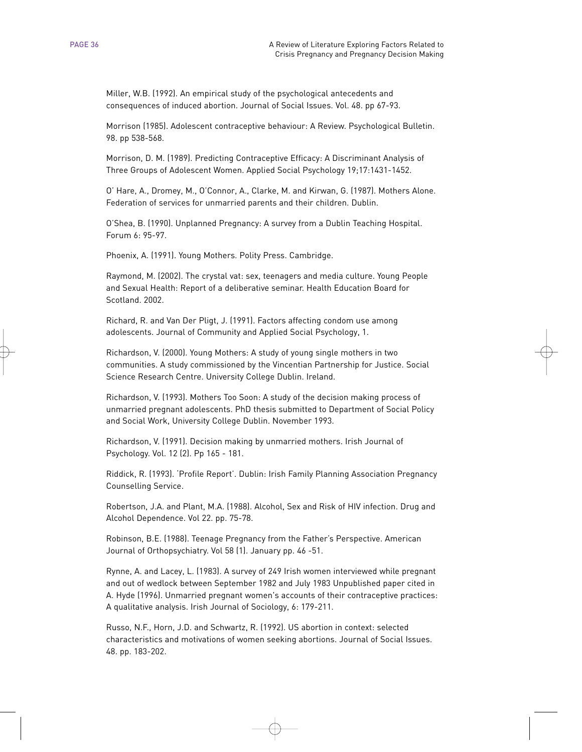Miller, W.B. (1992). An empirical study of the psychological antecedents and consequences of induced abortion. Journal of Social Issues. Vol. 48. pp 67-93.

Morrison (1985). Adolescent contraceptive behaviour: A Review. Psychological Bulletin. 98. pp 538-568.

Morrison, D. M. (1989). Predicting Contraceptive Efficacy: A Discriminant Analysis of Three Groups of Adolescent Women. Applied Social Psychology 19;17:1431-1452.

O' Hare, A., Dromey, M., O'Connor, A., Clarke, M. and Kirwan, G. (1987). Mothers Alone. Federation of services for unmarried parents and their children. Dublin.

O'Shea, B. (1990). Unplanned Pregnancy: A survey from a Dublin Teaching Hospital. Forum 6: 95-97.

Phoenix, A. (1991). Young Mothers. Polity Press. Cambridge.

Raymond, M. (2002). The crystal vat: sex, teenagers and media culture. Young People and Sexual Health: Report of a deliberative seminar. Health Education Board for Scotland. 2002.

Richard, R. and Van Der Pligt, J. (1991). Factors affecting condom use among adolescents. Journal of Community and Applied Social Psychology, 1.

Richardson, V. (2000). Young Mothers: A study of young single mothers in two communities. A study commissioned by the Vincentian Partnership for Justice. Social Science Research Centre. University College Dublin. Ireland.

Richardson, V. (1993). Mothers Too Soon: A study of the decision making process of unmarried pregnant adolescents. PhD thesis submitted to Department of Social Policy and Social Work, University College Dublin. November 1993.

Richardson, V. (1991). Decision making by unmarried mothers. Irish Journal of Psychology. Vol. 12 (2). Pp 165 - 181.

Riddick, R. (1993). 'Profile Report'. Dublin: Irish Family Planning Association Pregnancy Counselling Service.

Robertson, J.A. and Plant, M.A. (1988). Alcohol, Sex and Risk of HIV infection. Drug and Alcohol Dependence. Vol 22. pp. 75-78.

Robinson, B.E. (1988). Teenage Pregnancy from the Father's Perspective. American Journal of Orthopsychiatry. Vol 58 (1). January pp. 46 -51.

Rynne, A. and Lacey, L. (1983). A survey of 249 Irish women interviewed while pregnant and out of wedlock between September 1982 and July 1983 Unpublished paper cited in A. Hyde (1996). Unmarried pregnant women's accounts of their contraceptive practices: A qualitative analysis. Irish Journal of Sociology, 6: 179-211.

Russo, N.F., Horn, J.D. and Schwartz, R. (1992). US abortion in context: selected characteristics and motivations of women seeking abortions. Journal of Social Issues. 48. pp. 183-202.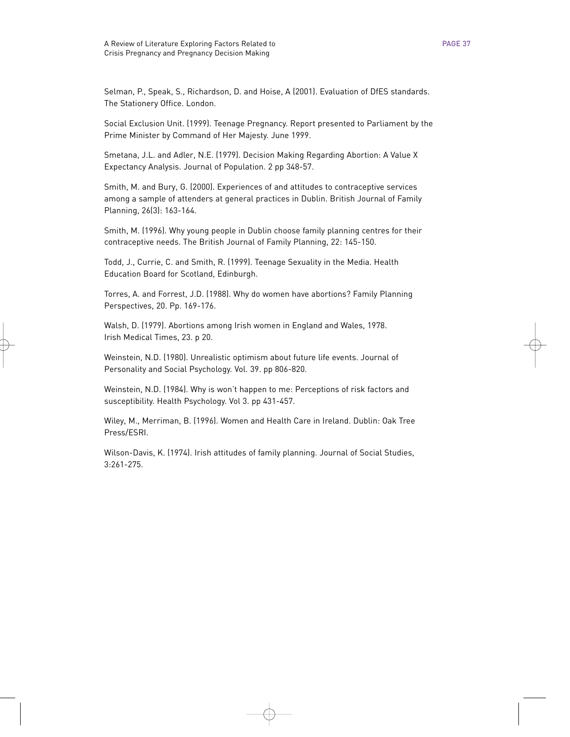Selman, P., Speak, S., Richardson, D. and Hoise, A (2001). Evaluation of DfES standards. The Stationery Office. London.

Social Exclusion Unit. (1999). Teenage Pregnancy. Report presented to Parliament by the Prime Minister by Command of Her Majesty. June 1999.

Smetana, J.L. and Adler, N.E. (1979). Decision Making Regarding Abortion: A Value X Expectancy Analysis. Journal of Population. 2 pp 348-57.

Smith, M. and Bury, G. (2000). Experiences of and attitudes to contraceptive services among a sample of attenders at general practices in Dublin. British Journal of Family Planning, 26(3): 163-164.

Smith, M. (1996). Why young people in Dublin choose family planning centres for their contraceptive needs. The British Journal of Family Planning, 22: 145-150.

Todd, J., Currie, C. and Smith, R. (1999). Teenage Sexuality in the Media. Health Education Board for Scotland, Edinburgh.

Torres, A. and Forrest, J.D. (1988). Why do women have abortions? Family Planning Perspectives, 20. Pp. 169-176.

Walsh, D. (1979). Abortions among Irish women in England and Wales, 1978. Irish Medical Times, 23. p 20.

Weinstein, N.D. (1980). Unrealistic optimism about future life events. Journal of Personality and Social Psychology. Vol. 39. pp 806-820.

Weinstein, N.D. (1984). Why is won't happen to me: Perceptions of risk factors and susceptibility. Health Psychology. Vol 3. pp 431-457.

Wiley, M., Merriman, B. (1996). Women and Health Care in Ireland. Dublin: Oak Tree Press/ESRI.

Wilson-Davis, K. (1974). Irish attitudes of family planning. Journal of Social Studies, 3:261-275.